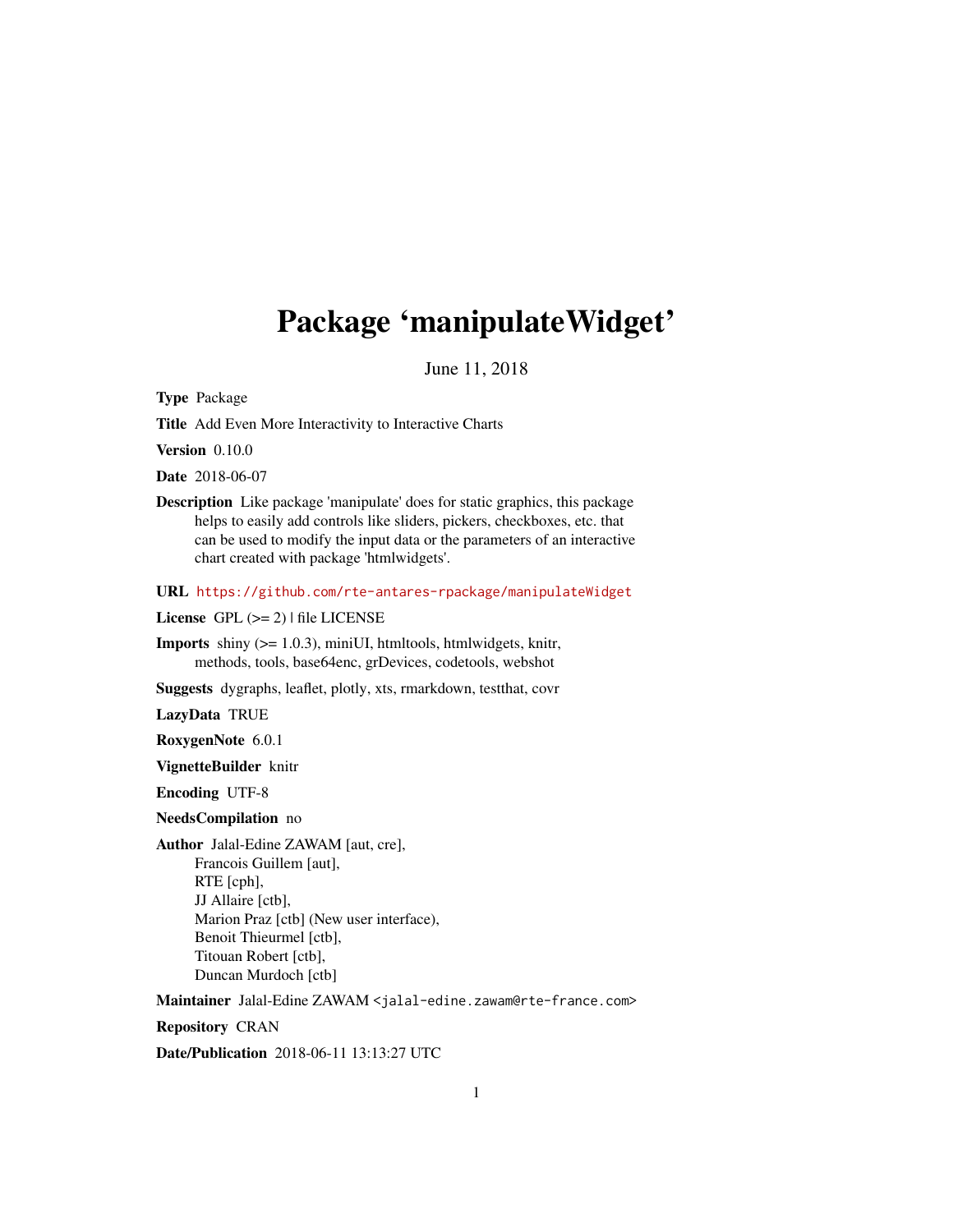# Package 'manipulateWidget'

June 11, 2018

**Type** Package

**Title** Add Even More Interactivity to Interactive Charts

**Version** 0.10.0

**Date** 2018-06-07

**Description** Like package 'manipulate' does for static graphics, this package helps to easily add controls like sliders, pickers, checkboxes, etc. that can be used to modify the input data or the parameters of an interactive chart created with package 'htmlwidgets'.

**URL** https://github.com/rte-antares-rpackage/manipulateWidget

**License** GPL (>= 2) | file LICENSE

**Imports** shiny (>= 1.0.3), miniUI, htmltools, htmlwidgets, knitr, methods, tools, base64enc, grDevices, codetools, webshot

**Suggests** dygraphs, leaflet, plotly, xts, rmarkdown, testthat, covr

**LazyData** TRUE

**RoxygenNote** 6.0.1

**VignetteBuilder** knitr

**Encoding** UTF-8

**NeedsCompilation** no

**Author** Jalal-Edine ZAWAM [aut, cre],
Francois Guillem [aut],
RTE [cph],
JJ Allaire [ctb],
Marion Praz [ctb] (New user interface),
Benoit Thieurmel [ctb],
Titouan Robert [ctb],
Duncan Murdoch [ctb]

**Maintainer** Jalal-Edine ZAWAM <jalal-edine.zawam@rte-france.com>

**Repository** CRAN

**Date/Publication** 2018-06-11 13:13:27 UTC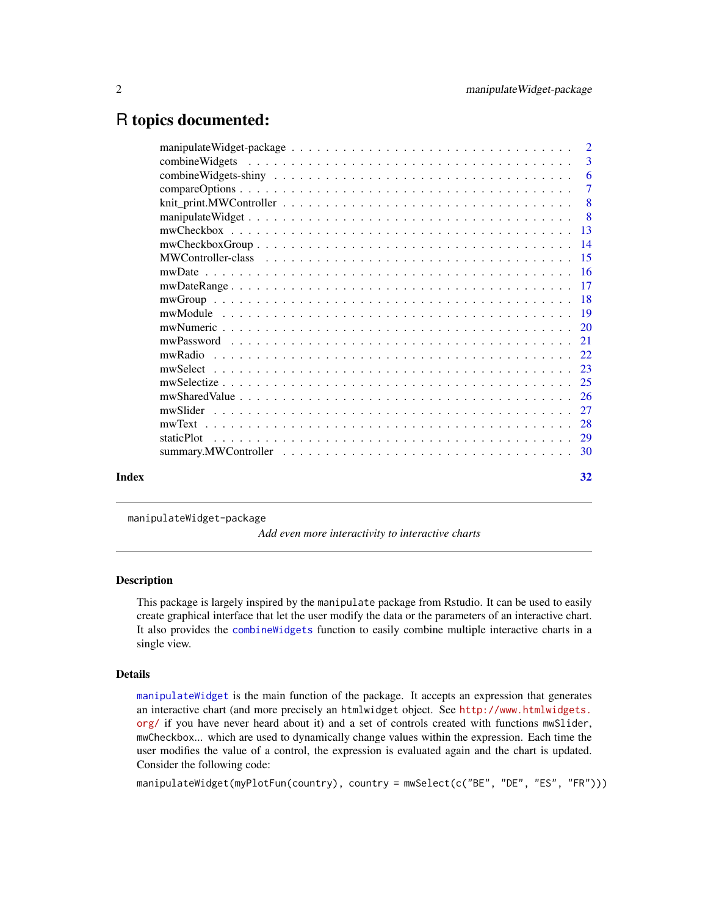# R topics documented:

| | |
|---|---|
| manipulateWidget-package | 2 |
| combineWidgets | 3 |
| combineWidgets-shiny | 6 |
| compareOptions | 7 |
| knit_print.MWController | 8 |
| manipulateWidget | 8 |
| mwCheckbox | 13 |
| mwCheckboxGroup | 14 |
| MWController-class | 15 |
| mwDate | 16 |
| mwDateRange | 17 |
| mwGroup | 18 |
| mwModule | 19 |
| mwNumeric | 20 |
| mwPassword | 21 |
| mwRadio | 22 |
| mwSelect | 23 |
| mwSelectize | 25 |
| mwSharedValue | 26 |
| mwSlider | 27 |
| mwText | 28 |
| staticPlot | 29 |
| summary.MWController | 30 |

**Index** 32

---

`manipulateWidget-package` *Add even more interactivity to interactive charts*

---

## Description

This package is largely inspired by the `manipulate` package from Rstudio. It can be used to easily create graphical interface that let the user modify the data or the parameters of an interactive chart. It also provides the `combineWidgets` function to easily combine multiple interactive charts in a single view.

## Details

`manipulateWidget` is the main function of the package. It accepts an expression that generates an interactive chart (and more precisely an `htmlwidget` object. See http://www.htmlwidgets.org/ if you have never heard about it) and a set of controls created with functions `mwSlider`, `mwCheckbox`... which are used to dynamically change values within the expression. Each time the user modifies the value of a control, the expression is evaluated again and the chart is updated. Consider the following code:

```
manipulateWidget(myPlotFun(country), country = mwSelect(c("BE", "DE", "ES", "FR")))
```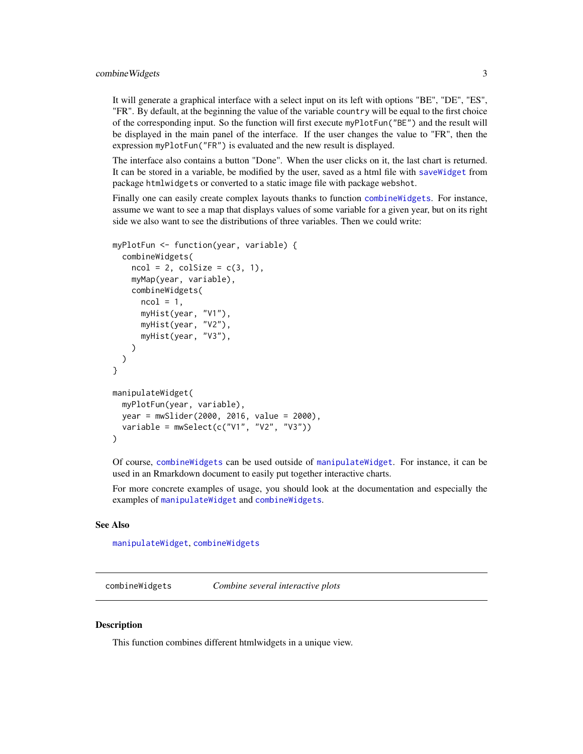It will generate a graphical interface with a select input on its left with options "BE", "DE", "ES", "FR". By default, at the beginning the value of the variable `country` will be equal to the first choice of the corresponding input. So the function will first execute `myPlotFun("BE")` and the result will be displayed in the main panel of the interface. If the user changes the value to "FR", then the expression `myPlotFun("FR")` is evaluated and the new result is displayed.

The interface also contains a button "Done". When the user clicks on it, the last chart is returned. It can be stored in a variable, be modified by the user, saved as a html file with `saveWidget` from package `htmlwidgets` or converted to a static image file with package `webshot`.

Finally one can easily create complex layouts thanks to function `combineWidgets`. For instance, assume we want to see a map that displays values of some variable for a given year, but on its right side we also want to see the distributions of three variables. Then we could write:

```
myPlotFun <- function(year, variable) {
  combineWidgets(
    ncol = 2, colSize = c(3, 1),
    myMap(year, variable),
    combineWidgets(
      ncol = 1,
      myHist(year, "V1"),
      myHist(year, "V2"),
      myHist(year, "V3"),
    )
  )
}

manipulateWidget(
  myPlotFun(year, variable),
  year = mwSlider(2000, 2016, value = 2000),
  variable = mwSelect(c("V1", "V2", "V3"))
)
```

Of course, `combineWidgets` can be used outside of `manipulateWidget`. For instance, it can be used in an Rmarkdown document to easily put together interactive charts.

For more concrete examples of usage, you should look at the documentation and especially the examples of `manipulateWidget` and `combineWidgets`.

### See Also

`manipulateWidget`, `combineWidgets`

---

## combineWidgets — *Combine several interactive plots*

---

### Description

This function combines different htmlwidgets in a unique view.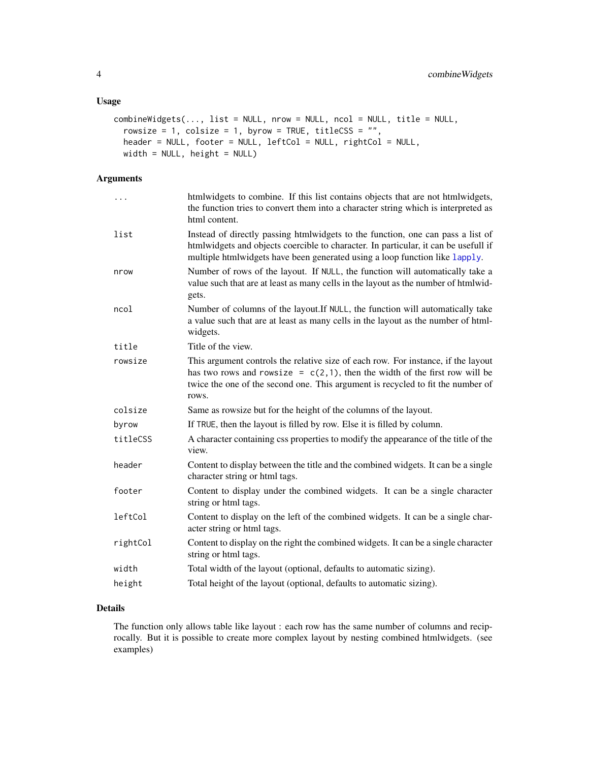## Usage

```
combineWidgets(..., list = NULL, nrow = NULL, ncol = NULL, title = NULL,
  rowsize = 1, colsize = 1, byrow = TRUE, titleCSS = "",
  header = NULL, footer = NULL, leftCol = NULL, rightCol = NULL,
  width = NULL, height = NULL)
```

## Arguments

| Argument | Description |
|---|---|
| `...` | htmlwidgets to combine. If this list contains objects that are not htmlwidgets, the function tries to convert them into a character string which is interpreted as html content. |
| `list` | Instead of directly passing htmlwidgets to the function, one can pass a list of htmlwidgets and objects coercible to character. In particular, it can be usefull if multiple htmlwidgets have been generated using a loop function like `lapply`. |
| `nrow` | Number of rows of the layout. If `NULL`, the function will automatically take a value such that are at least as many cells in the layout as the number of htmlwidgets. |
| `ncol` | Number of columns of the layout.If `NULL`, the function will automatically take a value such that are at least as many cells in the layout as the number of htmlwidgets. |
| `title` | Title of the view. |
| `rowsize` | This argument controls the relative size of each row. For instance, if the layout has two rows and `rowsize = c(2,1)`, then the width of the first row will be twice the one of the second one. This argument is recycled to fit the number of rows. |
| `colsize` | Same as rowsize but for the height of the columns of the layout. |
| `byrow` | If `TRUE`, then the layout is filled by row. Else it is filled by column. |
| `titleCSS` | A character containing css properties to modify the appearance of the title of the view. |
| `header` | Content to display between the title and the combined widgets. It can be a single character string or html tags. |
| `footer` | Content to display under the combined widgets. It can be a single character string or html tags. |
| `leftCol` | Content to display on the left of the combined widgets. It can be a single character string or html tags. |
| `rightCol` | Content to display on the right the combined widgets. It can be a single character string or html tags. |
| `width` | Total width of the layout (optional, defaults to automatic sizing). |
| `height` | Total height of the layout (optional, defaults to automatic sizing). |

## Details

The function only allows table like layout : each row has the same number of columns and reciprocally. But it is possible to create more complex layout by nesting combined htmlwidgets. (see examples)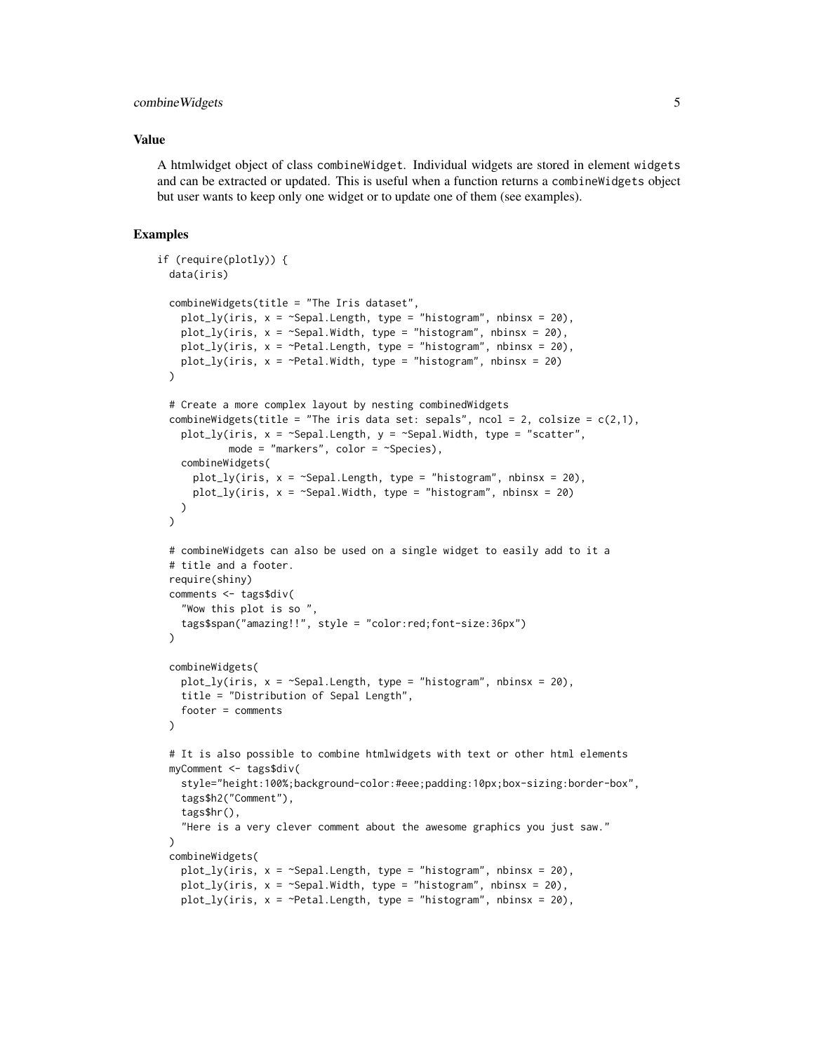## Value

A htmlwidget object of class `combineWidget`. Individual widgets are stored in element `widgets` and can be extracted or updated. This is useful when a function returns a `combineWidgets` object but user wants to keep only one widget or to update one of them (see examples).

## Examples

```
if (require(plotly)) {
  data(iris)

  combineWidgets(title = "The Iris dataset",
    plot_ly(iris, x = ~Sepal.Length, type = "histogram", nbinsx = 20),
    plot_ly(iris, x = ~Sepal.Width, type = "histogram", nbinsx = 20),
    plot_ly(iris, x = ~Petal.Length, type = "histogram", nbinsx = 20),
    plot_ly(iris, x = ~Petal.Width, type = "histogram", nbinsx = 20)
  )

  # Create a more complex layout by nesting combinedWidgets
  combineWidgets(title = "The iris data set: sepals", ncol = 2, colsize = c(2,1),
    plot_ly(iris, x = ~Sepal.Length, y = ~Sepal.Width, type = "scatter",
            mode = "markers", color = ~Species),
    combineWidgets(
      plot_ly(iris, x = ~Sepal.Length, type = "histogram", nbinsx = 20),
      plot_ly(iris, x = ~Sepal.Width, type = "histogram", nbinsx = 20)
    )
  )

  # combineWidgets can also be used on a single widget to easily add to it a
  # title and a footer.
  require(shiny)
  comments <- tags$div(
    "Wow this plot is so ",
    tags$span("amazing!!", style = "color:red;font-size:36px")
  )

  combineWidgets(
    plot_ly(iris, x = ~Sepal.Length, type = "histogram", nbinsx = 20),
    title = "Distribution of Sepal Length",
    footer = comments
  )

  # It is also possible to combine htmlwidgets with text or other html elements
  myComment <- tags$div(
    style="height:100%;background-color:#eee;padding:10px;box-sizing:border-box",
    tags$h2("Comment"),
    tags$hr(),
    "Here is a very clever comment about the awesome graphics you just saw."
  )
  combineWidgets(
    plot_ly(iris, x = ~Sepal.Length, type = "histogram", nbinsx = 20),
    plot_ly(iris, x = ~Sepal.Width, type = "histogram", nbinsx = 20),
    plot_ly(iris, x = ~Petal.Length, type = "histogram", nbinsx = 20),
```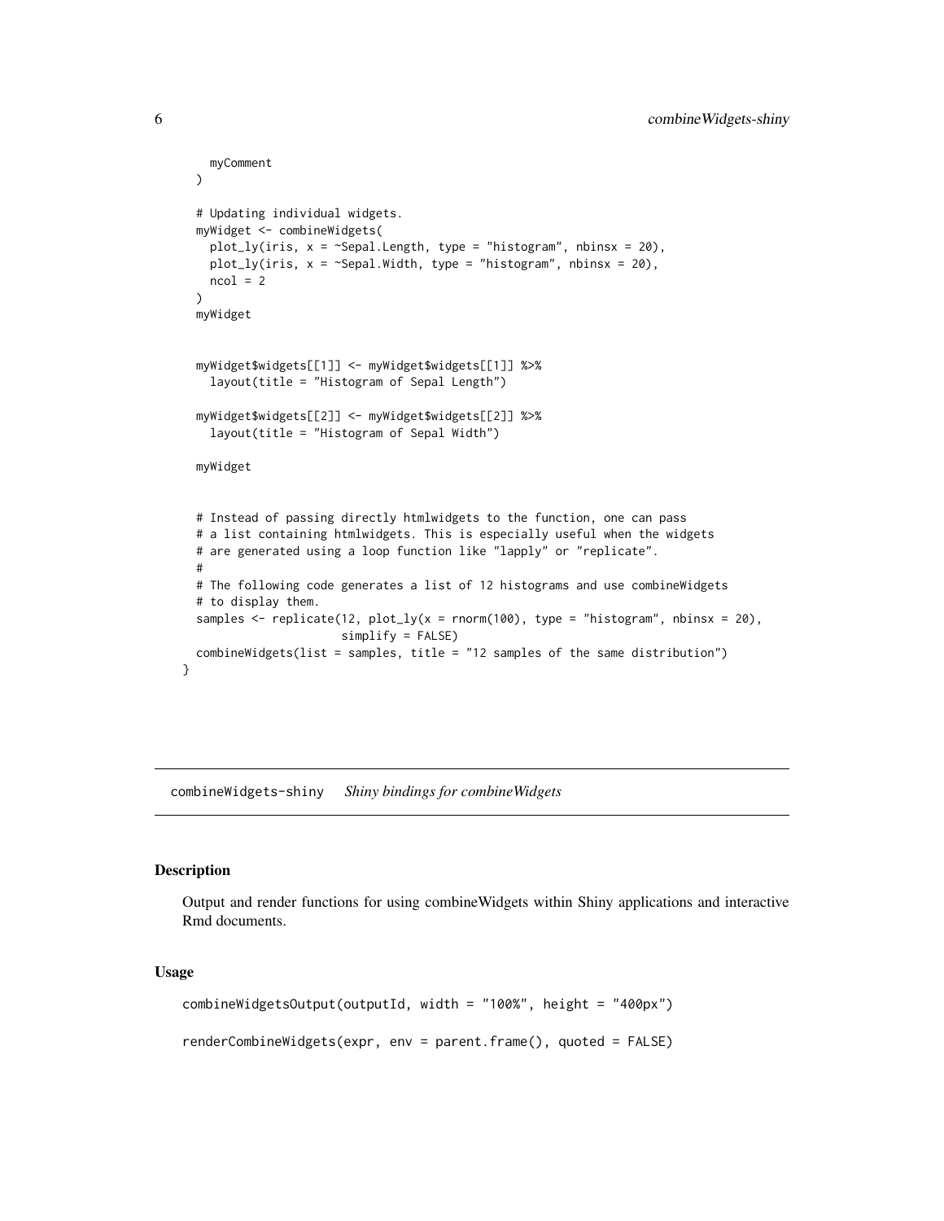```
    myComment
  )

  # Updating individual widgets.
  myWidget <- combineWidgets(
    plot_ly(iris, x = ~Sepal.Length, type = "histogram", nbinsx = 20),
    plot_ly(iris, x = ~Sepal.Width, type = "histogram", nbinsx = 20),
    ncol = 2
  )
  myWidget


  myWidget$widgets[[1]] <- myWidget$widgets[[1]] %>%
    layout(title = "Histogram of Sepal Length")

  myWidget$widgets[[2]] <- myWidget$widgets[[2]] %>%
    layout(title = "Histogram of Sepal Width")

  myWidget


  # Instead of passing directly htmlwidgets to the function, one can pass
  # a list containing htmlwidgets. This is especially useful when the widgets
  # are generated using a loop function like "lapply" or "replicate".
  #
  # The following code generates a list of 12 histograms and use combineWidgets
  # to display them.
  samples <- replicate(12, plot_ly(x = rnorm(100), type = "histogram", nbinsx = 20),
                       simplify = FALSE)
  combineWidgets(list = samples, title = "12 samples of the same distribution")
}
```

## combineWidgets-shiny    *Shiny bindings for combineWidgets*

### Description

Output and render functions for using combineWidgets within Shiny applications and interactive Rmd documents.

### Usage

```
combineWidgetsOutput(outputId, width = "100%", height = "400px")

renderCombineWidgets(expr, env = parent.frame(), quoted = FALSE)
```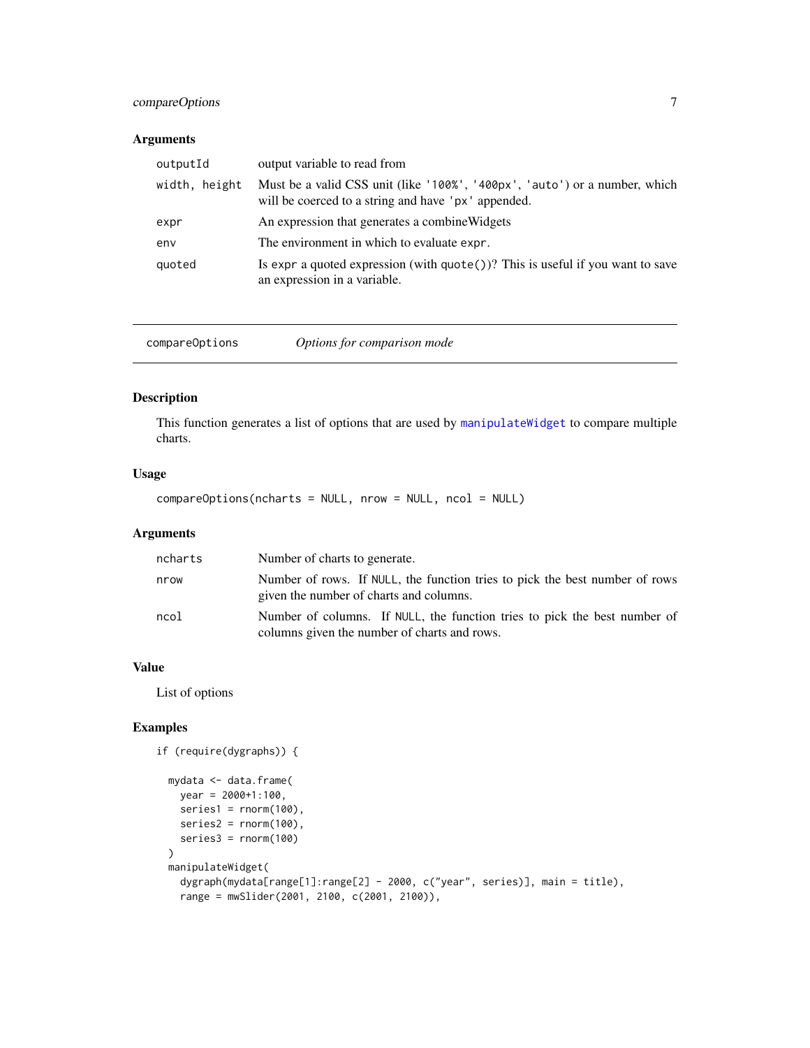### Arguments

| | |
|---|---|
| `outputId` | output variable to read from |
| `width, height` | Must be a valid CSS unit (like `'100%'`, `'400px'`, `'auto'`) or a number, which will be coerced to a string and have `'px'` appended. |
| `expr` | An expression that generates a combineWidgets |
| `env` | The environment in which to evaluate `expr`. |
| `quoted` | Is `expr` a quoted expression (with `quote()`)? This is useful if you want to save an expression in a variable. |

---

## compareOptions — *Options for comparison mode*

### Description

This function generates a list of options that are used by `manipulateWidget` to compare multiple charts.

### Usage

```
compareOptions(ncharts = NULL, nrow = NULL, ncol = NULL)
```

### Arguments

| | |
|---|---|
| `ncharts` | Number of charts to generate. |
| `nrow` | Number of rows. If `NULL`, the function tries to pick the best number of rows given the number of charts and columns. |
| `ncol` | Number of columns. If `NULL`, the function tries to pick the best number of columns given the number of charts and rows. |

### Value

List of options

### Examples

```
if (require(dygraphs)) {

  mydata <- data.frame(
    year = 2000+1:100,
    series1 = rnorm(100),
    series2 = rnorm(100),
    series3 = rnorm(100)
  )
  manipulateWidget(
    dygraph(mydata[range[1]:range[2] - 2000, c("year", series)], main = title),
    range = mwSlider(2001, 2100, c(2001, 2100)),
```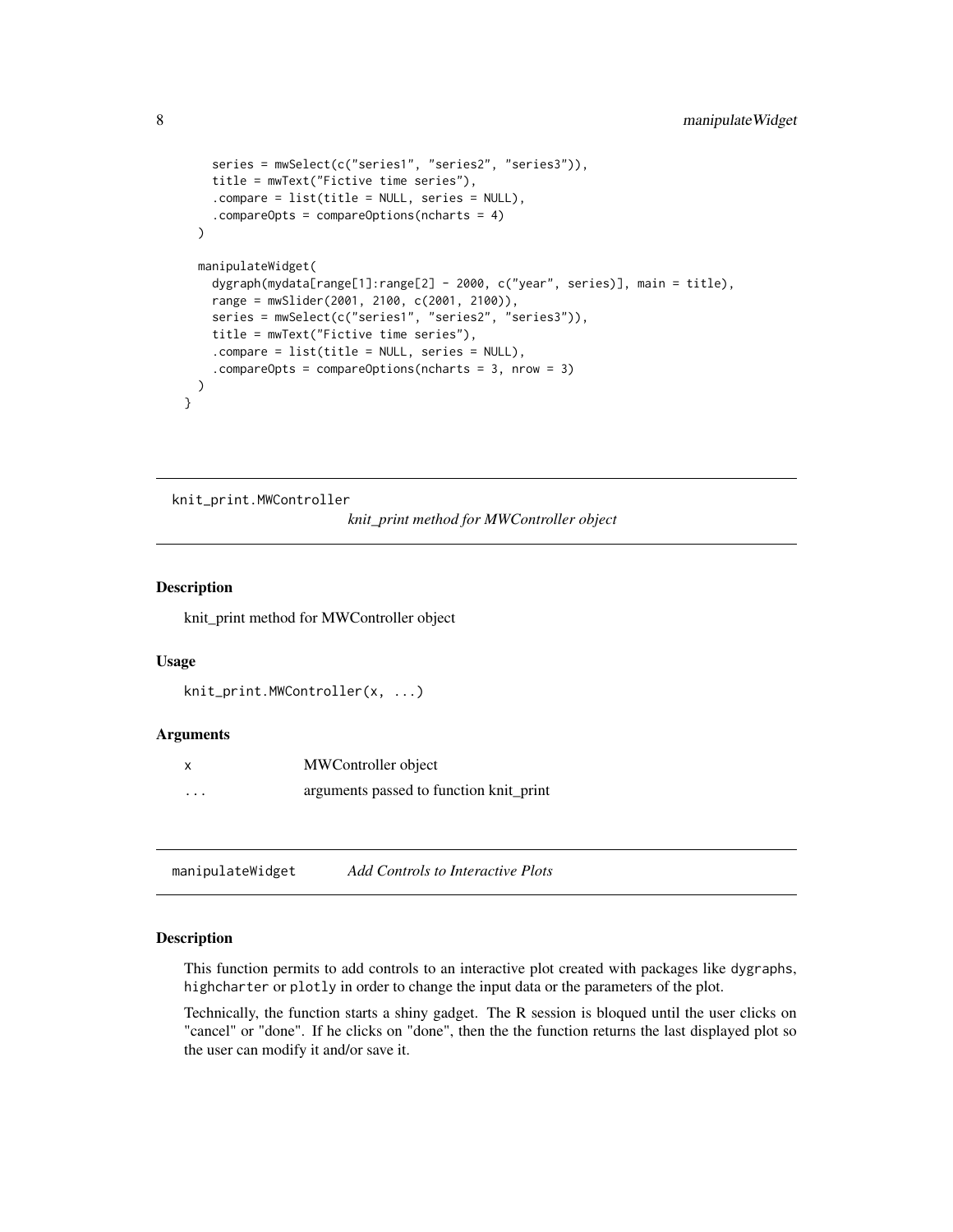```
    series = mwSelect(c("series1", "series2", "series3")),
    title = mwText("Fictive time series"),
    .compare = list(title = NULL, series = NULL),
    .compareOpts = compareOptions(ncharts = 4)
  )

  manipulateWidget(
    dygraph(mydata[range[1]:range[2] - 2000, c("year", series)], main = title),
    range = mwSlider(2001, 2100, c(2001, 2100)),
    series = mwSelect(c("series1", "series2", "series3")),
    title = mwText("Fictive time series"),
    .compare = list(title = NULL, series = NULL),
    .compareOpts = compareOptions(ncharts = 3, nrow = 3)
  )
}
```

## knit_print.MWController — *knit_print method for MWController object*

### Description

knit_print method for MWController object

### Usage

```
knit_print.MWController(x, ...)
```

### Arguments

| | |
|---|---|
| x | MWController object |
| ... | arguments passed to function knit_print |

## manipulateWidget — *Add Controls to Interactive Plots*

### Description

This function permits to add controls to an interactive plot created with packages like dygraphs, highcharter or plotly in order to change the input data or the parameters of the plot.

Technically, the function starts a shiny gadget. The R session is bloqued until the user clicks on "cancel" or "done". If he clicks on "done", then the the function returns the last displayed plot so the user can modify it and/or save it.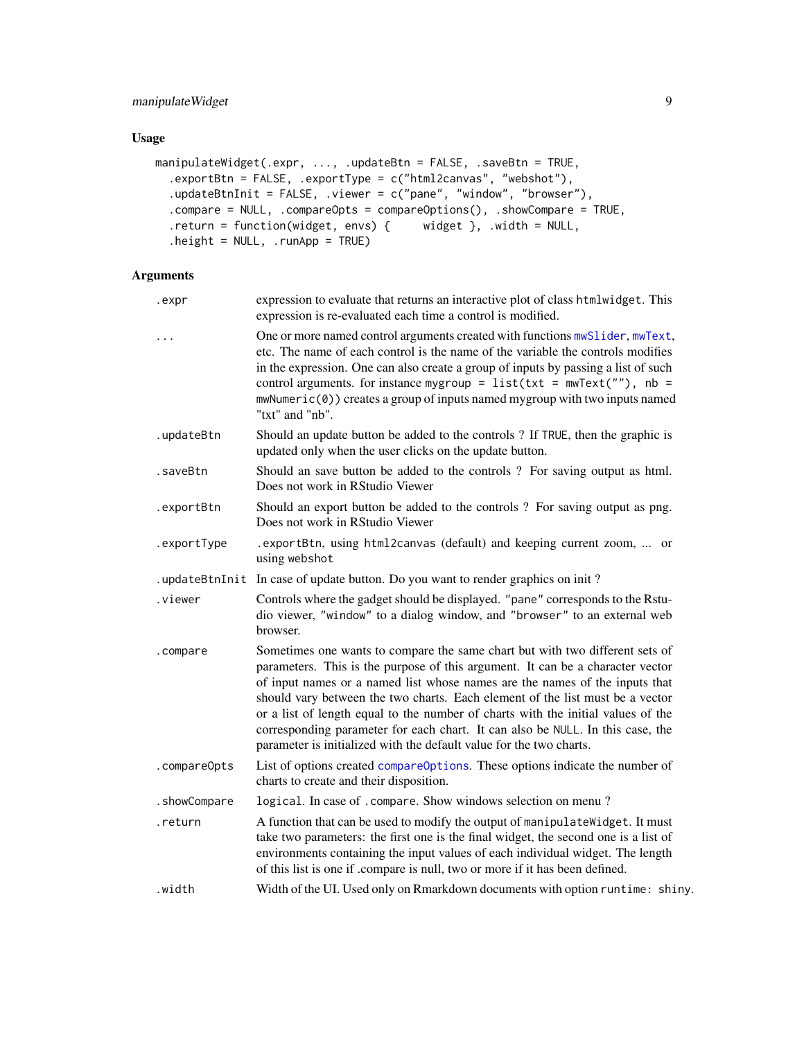## Usage

```
manipulateWidget(.expr, ..., .updateBtn = FALSE, .saveBtn = TRUE,
  .exportBtn = FALSE, .exportType = c("html2canvas", "webshot"),
  .updateBtnInit = FALSE, .viewer = c("pane", "window", "browser"),
  .compare = NULL, .compareOpts = compareOptions(), .showCompare = TRUE,
  .return = function(widget, envs) {     widget }, .width = NULL,
  .height = NULL, .runApp = TRUE)
```

## Arguments

| Argument | Description |
|---|---|
| `.expr` | expression to evaluate that returns an interactive plot of class `htmlwidget`. This expression is re-evaluated each time a control is modified. |
| `...` | One or more named control arguments created with functions `mwSlider`, `mwText`, etc. The name of each control is the name of the variable the controls modifies in the expression. One can also create a group of inputs by passing a list of such control arguments. for instance `mygroup = list(txt = mwText(""), nb = mwNumeric(0))` creates a group of inputs named mygroup with two inputs named "txt" and "nb". |
| `.updateBtn` | Should an update button be added to the controls ? If `TRUE`, then the graphic is updated only when the user clicks on the update button. |
| `.saveBtn` | Should an save button be added to the controls ? For saving output as html. Does not work in RStudio Viewer |
| `.exportBtn` | Should an export button be added to the controls ? For saving output as png. Does not work in RStudio Viewer |
| `.exportType` | `.exportBtn`, using `html2canvas` (default) and keeping current zoom, ... or using `webshot` |
| `.updateBtnInit` | In case of update button. Do you want to render graphics on init ? |
| `.viewer` | Controls where the gadget should be displayed. `"pane"` corresponds to the Rstudio viewer, `"window"` to a dialog window, and `"browser"` to an external web browser. |
| `.compare` | Sometimes one wants to compare the same chart but with two different sets of parameters. This is the purpose of this argument. It can be a character vector of input names or a named list whose names are the names of the inputs that should vary between the two charts. Each element of the list must be a vector or a list of length equal to the number of charts with the initial values of the corresponding parameter for each chart. It can also be `NULL`. In this case, the parameter is initialized with the default value for the two charts. |
| `.compareOpts` | List of options created `compareOptions`. These options indicate the number of charts to create and their disposition. |
| `.showCompare` | `logical`. In case of `.compare`. Show windows selection on menu ? |
| `.return` | A function that can be used to modify the output of `manipulateWidget`. It must take two parameters: the first one is the final widget, the second one is a list of environments containing the input values of each individual widget. The length of this list is one if .compare is null, two or more if it has been defined. |
| `.width` | Width of the UI. Used only on Rmarkdown documents with option `runtime: shiny`. |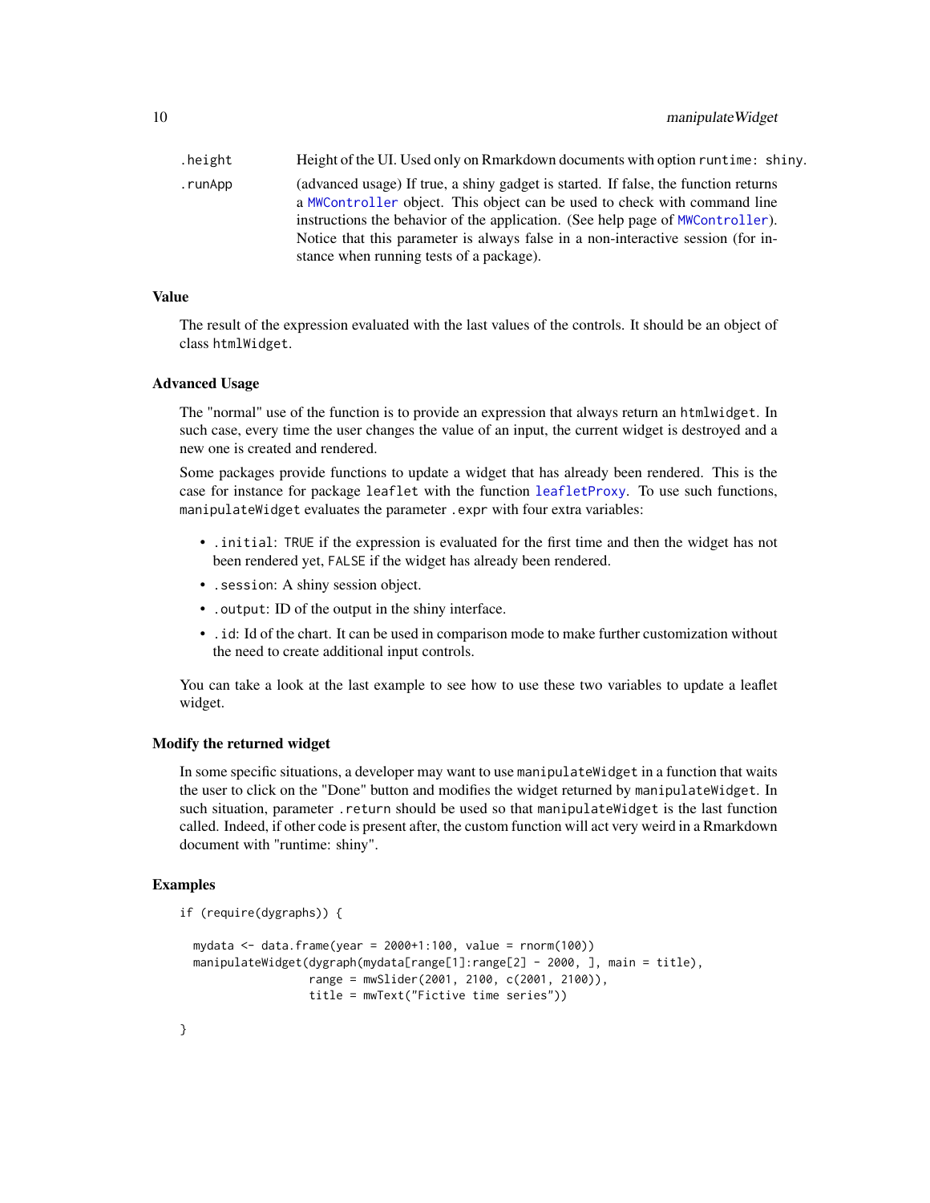| | |
|---|---|
| `.height` | Height of the UI. Used only on Rmarkdown documents with option `runtime: shiny`. |
| `.runApp` | (advanced usage) If true, a shiny gadget is started. If false, the function returns a `MWController` object. This object can be used to check with command line instructions the behavior of the application. (See help page of `MWController`). Notice that this parameter is always false in a non-interactive session (for instance when running tests of a package). |

### Value

The result of the expression evaluated with the last values of the controls. It should be an object of class `htmlWidget`.

### Advanced Usage

The "normal" use of the function is to provide an expression that always return an `htmlwidget`. In such case, every time the user changes the value of an input, the current widget is destroyed and a new one is created and rendered.

Some packages provide functions to update a widget that has already been rendered. This is the case for instance for package `leaflet` with the function `leafletProxy`. To use such functions, `manipulateWidget` evaluates the parameter `.expr` with four extra variables:

- `.initial`: `TRUE` if the expression is evaluated for the first time and then the widget has not been rendered yet, `FALSE` if the widget has already been rendered.
- `.session`: A shiny session object.
- `.output`: ID of the output in the shiny interface.
- `.id`: Id of the chart. It can be used in comparison mode to make further customization without the need to create additional input controls.

You can take a look at the last example to see how to use these two variables to update a leaflet widget.

### Modify the returned widget

In some specific situations, a developer may want to use `manipulateWidget` in a function that waits the user to click on the "Done" button and modifies the widget returned by `manipulateWidget`. In such situation, parameter `.return` should be used so that `manipulateWidget` is the last function called. Indeed, if other code is present after, the custom function will act very weird in a Rmarkdown document with "runtime: shiny".

### Examples

```
if (require(dygraphs)) {

  mydata <- data.frame(year = 2000+1:100, value = rnorm(100))
  manipulateWidget(dygraph(mydata[range[1]:range[2] - 2000, ], main = title),
                   range = mwSlider(2001, 2100, c(2001, 2100)),
                   title = mwText("Fictive time series"))

}
```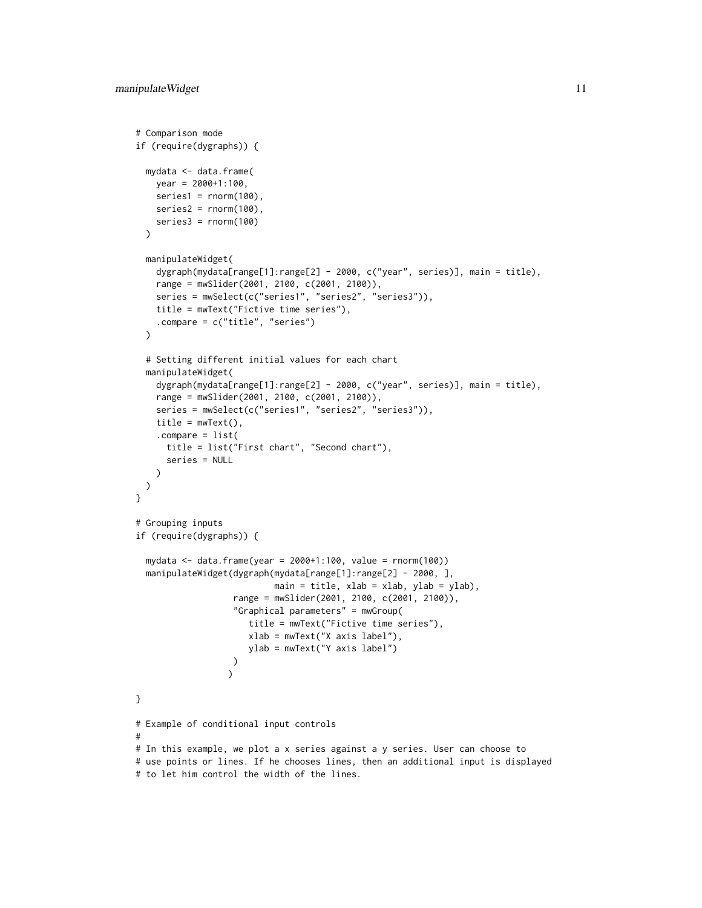```
# Comparison mode
if (require(dygraphs)) {

  mydata <- data.frame(
    year = 2000+1:100,
    series1 = rnorm(100),
    series2 = rnorm(100),
    series3 = rnorm(100)
  )

  manipulateWidget(
    dygraph(mydata[range[1]:range[2] - 2000, c("year", series)], main = title),
    range = mwSlider(2001, 2100, c(2001, 2100)),
    series = mwSelect(c("series1", "series2", "series3")),
    title = mwText("Fictive time series"),
    .compare = c("title", "series")
  )

  # Setting different initial values for each chart
  manipulateWidget(
    dygraph(mydata[range[1]:range[2] - 2000, c("year", series)], main = title),
    range = mwSlider(2001, 2100, c(2001, 2100)),
    series = mwSelect(c("series1", "series2", "series3")),
    title = mwText(),
    .compare = list(
      title = list("First chart", "Second chart"),
      series = NULL
    )
  )
}

# Grouping inputs
if (require(dygraphs)) {

  mydata <- data.frame(year = 2000+1:100, value = rnorm(100))
  manipulateWidget(dygraph(mydata[range[1]:range[2] - 2000, ],
                           main = title, xlab = xlab, ylab = ylab),
                   range = mwSlider(2001, 2100, c(2001, 2100)),
                   "Graphical parameters" = mwGroup(
                      title = mwText("Fictive time series"),
                      xlab = mwText("X axis label"),
                      ylab = mwText("Y axis label")
                   )
                  )

}

# Example of conditional input controls
#
# In this example, we plot a x series against a y series. User can choose to
# use points or lines. If he chooses lines, then an additional input is displayed
# to let him control the width of the lines.
```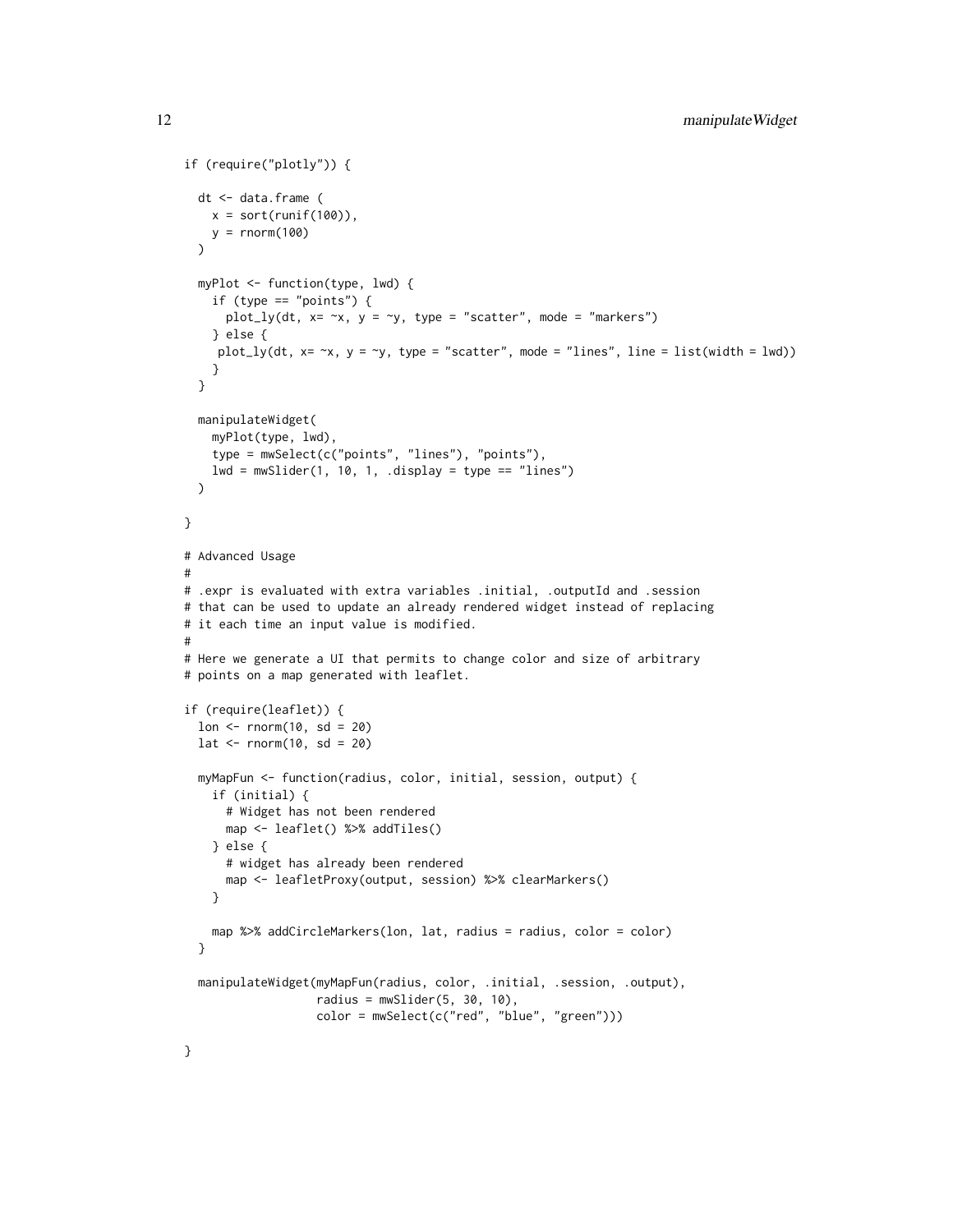```
if (require("plotly")) {

  dt <- data.frame (
    x = sort(runif(100)),
    y = rnorm(100)
  )

  myPlot <- function(type, lwd) {
    if (type == "points") {
      plot_ly(dt, x= ~x, y = ~y, type = "scatter", mode = "markers")
    } else {
     plot_ly(dt, x= ~x, y = ~y, type = "scatter", mode = "lines", line = list(width = lwd))
    }
  }

  manipulateWidget(
    myPlot(type, lwd),
    type = mwSelect(c("points", "lines"), "points"),
    lwd = mwSlider(1, 10, 1, .display = type == "lines")
  )

}

# Advanced Usage
#
# .expr is evaluated with extra variables .initial, .outputId and .session
# that can be used to update an already rendered widget instead of replacing
# it each time an input value is modified.
#
# Here we generate a UI that permits to change color and size of arbitrary
# points on a map generated with leaflet.

if (require(leaflet)) {
  lon <- rnorm(10, sd = 20)
  lat <- rnorm(10, sd = 20)

  myMapFun <- function(radius, color, initial, session, output) {
    if (initial) {
      # Widget has not been rendered
      map <- leaflet() %>% addTiles()
    } else {
      # widget has already been rendered
      map <- leafletProxy(output, session) %>% clearMarkers()
    }

    map %>% addCircleMarkers(lon, lat, radius = radius, color = color)
  }

  manipulateWidget(myMapFun(radius, color, .initial, .session, .output),
                   radius = mwSlider(5, 30, 10),
                   color = mwSelect(c("red", "blue", "green")))

}
```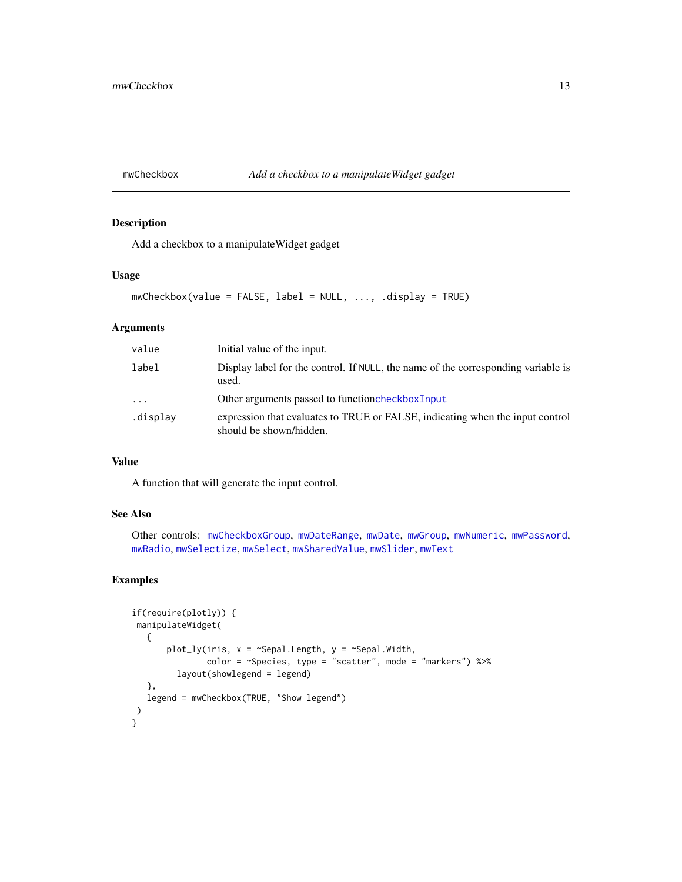## mwCheckbox — *Add a checkbox to a manipulateWidget gadget*

### Description

Add a checkbox to a manipulateWidget gadget

### Usage

```
mwCheckbox(value = FALSE, label = NULL, ..., .display = TRUE)
```

### Arguments

| | |
|---|---|
| value | Initial value of the input. |
| label | Display label for the control. If NULL, the name of the corresponding variable is used. |
| ... | Other arguments passed to functioncheckboxInput |
| .display | expression that evaluates to TRUE or FALSE, indicating when the input control should be shown/hidden. |

### Value

A function that will generate the input control.

### See Also

Other controls: mwCheckboxGroup, mwDateRange, mwDate, mwGroup, mwNumeric, mwPassword, mwRadio, mwSelectize, mwSelect, mwSharedValue, mwSlider, mwText

### Examples

```
if(require(plotly)) {
 manipulateWidget(
   {
       plot_ly(iris, x = ~Sepal.Length, y = ~Sepal.Width,
               color = ~Species, type = "scatter", mode = "markers") %>%
         layout(showlegend = legend)
   },
   legend = mwCheckbox(TRUE, "Show legend")
 )
}
```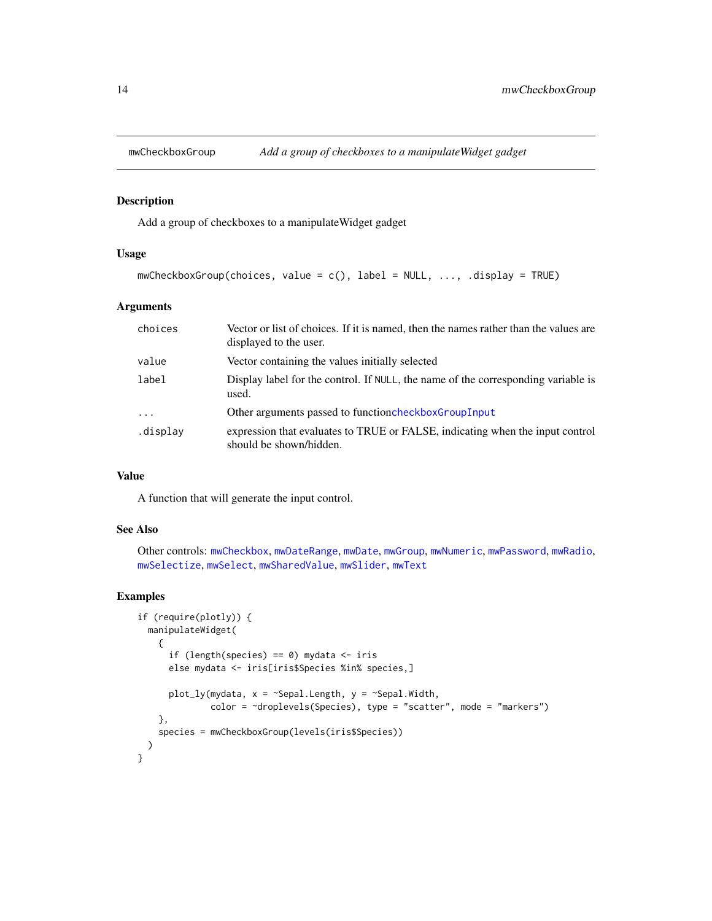## mwCheckboxGroup — *Add a group of checkboxes to a manipulateWidget gadget*

### Description

Add a group of checkboxes to a manipulateWidget gadget

### Usage

```
mwCheckboxGroup(choices, value = c(), label = NULL, ..., .display = TRUE)
```

### Arguments

| | |
|---|---|
| choices | Vector or list of choices. If it is named, then the names rather than the values are displayed to the user. |
| value | Vector containing the values initially selected |
| label | Display label for the control. If NULL, the name of the corresponding variable is used. |
| ... | Other arguments passed to functioncheckboxGroupInput |
| .display | expression that evaluates to TRUE or FALSE, indicating when the input control should be shown/hidden. |

### Value

A function that will generate the input control.

### See Also

Other controls: mwCheckbox, mwDateRange, mwDate, mwGroup, mwNumeric, mwPassword, mwRadio, mwSelectize, mwSelect, mwSharedValue, mwSlider, mwText

### Examples

```
if (require(plotly)) {
  manipulateWidget(
    {
      if (length(species) == 0) mydata <- iris
      else mydata <- iris[iris$Species %in% species,]

      plot_ly(mydata, x = ~Sepal.Length, y = ~Sepal.Width,
              color = ~droplevels(Species), type = "scatter", mode = "markers")
    },
    species = mwCheckboxGroup(levels(iris$Species))
  )
}
```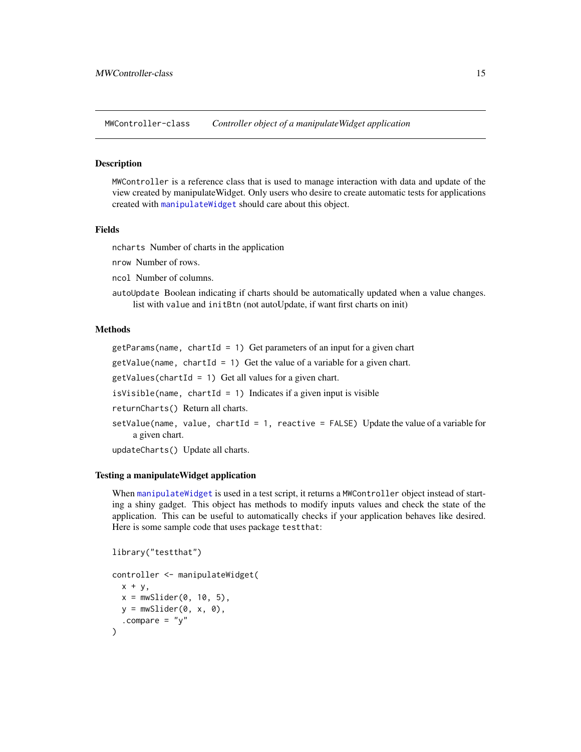## MWController-class — *Controller object of a manipulateWidget application*

### Description

`MWController` is a reference class that is used to manage interaction with data and update of the view created by manipulateWidget. Only users who desire to create automatic tests for applications created with `manipulateWidget` should care about this object.

### Fields

`ncharts` Number of charts in the application

`nrow` Number of rows.

`ncol` Number of columns.

`autoUpdate` Boolean indicating if charts should be automatically updated when a value changes. list with `value` and `initBtn` (not autoUpdate, if want first charts on init)

### Methods

`getParams(name, chartId = 1)` Get parameters of an input for a given chart

`getValue(name, chartId = 1)` Get the value of a variable for a given chart.

`getValues(chartId = 1)` Get all values for a given chart.

`isVisible(name, chartId = 1)` Indicates if a given input is visible

`returnCharts()` Return all charts.

`setValue(name, value, chartId = 1, reactive = FALSE)` Update the value of a variable for a given chart.

`updateCharts()` Update all charts.

### Testing a manipulateWidget application

When `manipulateWidget` is used in a test script, it returns a `MWController` object instead of starting a shiny gadget. This object has methods to modify inputs values and check the state of the application. This can be useful to automatically checks if your application behaves like desired. Here is some sample code that uses package `testthat`:

```
library("testthat")

controller <- manipulateWidget(
  x + y,
  x = mwSlider(0, 10, 5),
  y = mwSlider(0, x, 0),
  .compare = "y"
)
```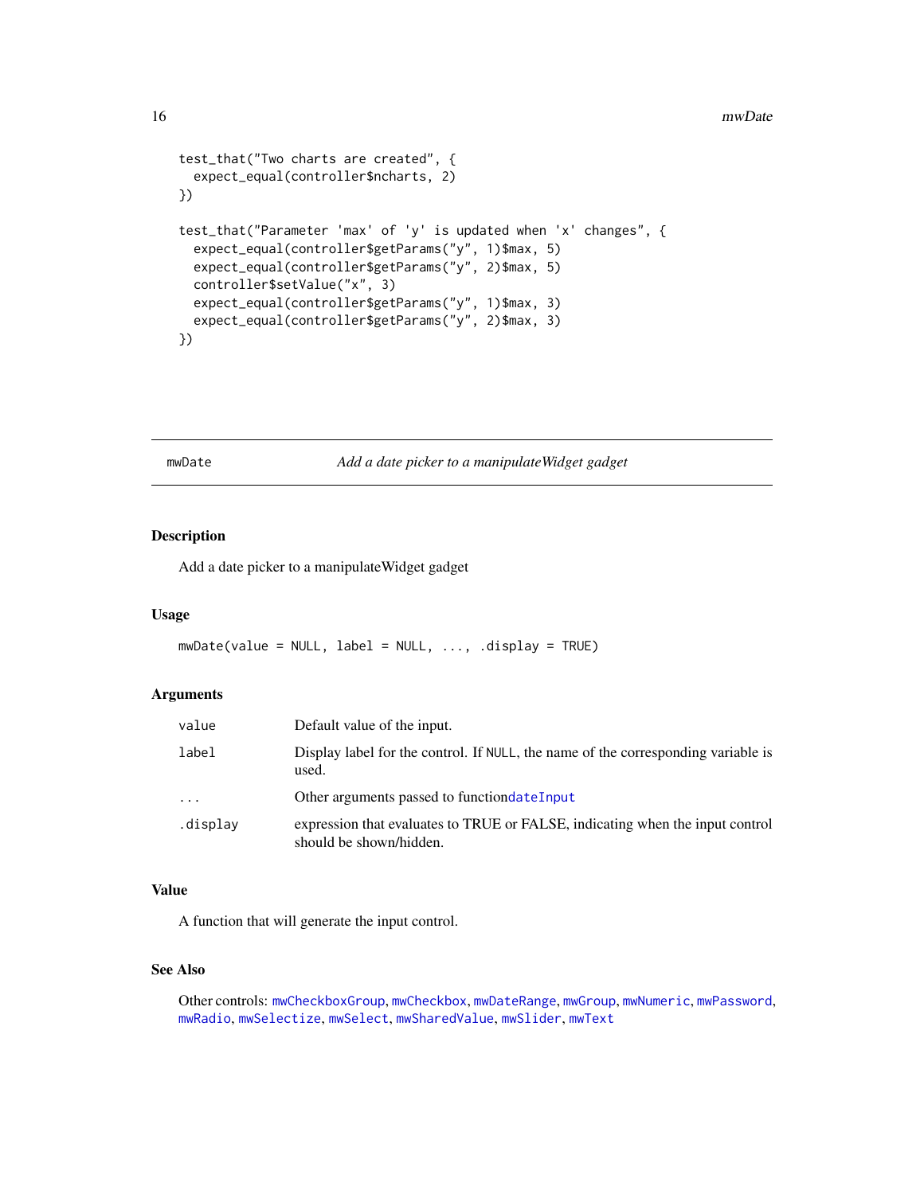```
test_that("Two charts are created", {
  expect_equal(controller$ncharts, 2)
})

test_that("Parameter 'max' of 'y' is updated when 'x' changes", {
  expect_equal(controller$getParams("y", 1)$max, 5)
  expect_equal(controller$getParams("y", 2)$max, 5)
  controller$setValue("x", 3)
  expect_equal(controller$getParams("y", 1)$max, 3)
  expect_equal(controller$getParams("y", 2)$max, 3)
})
```

## mwDate — *Add a date picker to a manipulateWidget gadget*

### Description

Add a date picker to a manipulateWidget gadget

### Usage

```
mwDate(value = NULL, label = NULL, ..., .display = TRUE)
```

### Arguments

| | |
|---|---|
| `value` | Default value of the input. |
| `label` | Display label for the control. If `NULL`, the name of the corresponding variable is used. |
| `...` | Other arguments passed to function`dateInput` |
| `.display` | expression that evaluates to TRUE or FALSE, indicating when the input control should be shown/hidden. |

### Value

A function that will generate the input control.

### See Also

Other controls: `mwCheckboxGroup`, `mwCheckbox`, `mwDateRange`, `mwGroup`, `mwNumeric`, `mwPassword`, `mwRadio`, `mwSelectize`, `mwSelect`, `mwSharedValue`, `mwSlider`, `mwText`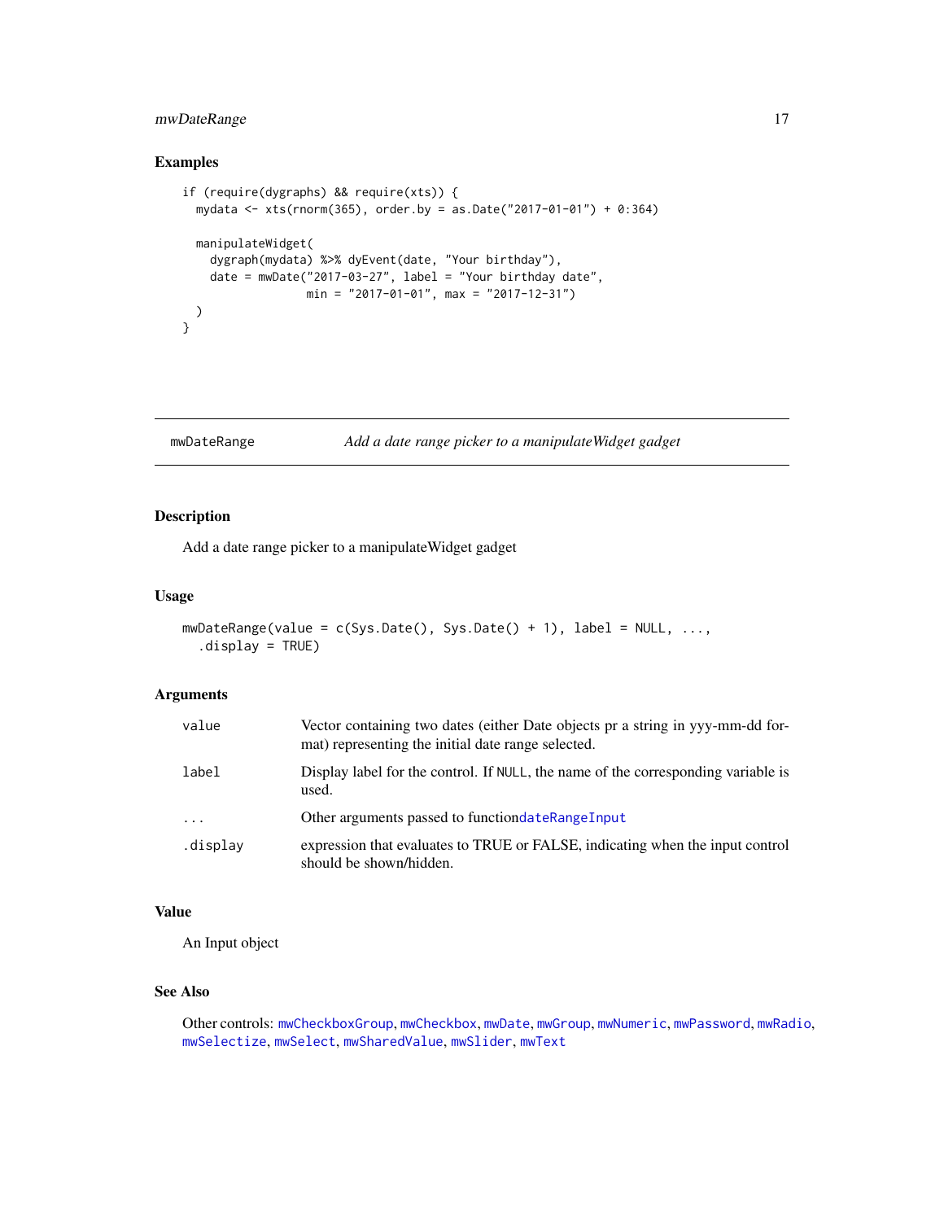## Examples

```
if (require(dygraphs) && require(xts)) {
  mydata <- xts(rnorm(365), order.by = as.Date("2017-01-01") + 0:364)

  manipulateWidget(
    dygraph(mydata) %>% dyEvent(date, "Your birthday"),
    date = mwDate("2017-03-27", label = "Your birthday date",
                  min = "2017-01-01", max = "2017-12-31")
  )
}
```

---

## mwDateRange — *Add a date range picker to a manipulateWidget gadget*

---

### Description

Add a date range picker to a manipulateWidget gadget

### Usage

```
mwDateRange(value = c(Sys.Date(), Sys.Date() + 1), label = NULL, ...,
  .display = TRUE)
```

### Arguments

| | |
|---|---|
| `value` | Vector containing two dates (either Date objects pr a string in yyy-mm-dd format) representing the initial date range selected. |
| `label` | Display label for the control. If `NULL`, the name of the corresponding variable is used. |
| `...` | Other arguments passed to function`dateRangeInput` |
| `.display` | expression that evaluates to TRUE or FALSE, indicating when the input control should be shown/hidden. |

### Value

An Input object

### See Also

Other controls: `mwCheckboxGroup`, `mwCheckbox`, `mwDate`, `mwGroup`, `mwNumeric`, `mwPassword`, `mwRadio`, `mwSelectize`, `mwSelect`, `mwSharedValue`, `mwSlider`, `mwText`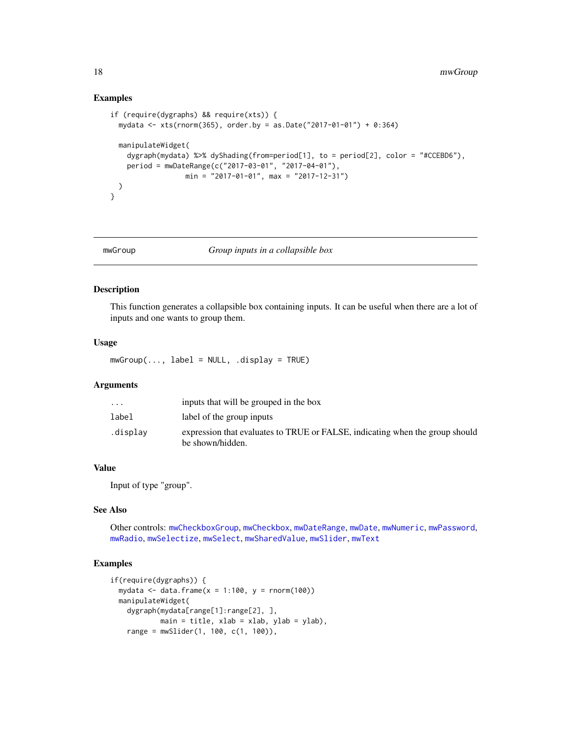## Examples

```
if (require(dygraphs) && require(xts)) {
  mydata <- xts(rnorm(365), order.by = as.Date("2017-01-01") + 0:364)

  manipulateWidget(
    dygraph(mydata) %>% dyShading(from=period[1], to = period[2], color = "#CCEBD6"),
    period = mwDateRange(c("2017-03-01", "2017-04-01"),
                 min = "2017-01-01", max = "2017-12-31")
  )
}
```

---

## mwGroup — *Group inputs in a collapsible box*

### Description

This function generates a collapsible box containing inputs. It can be useful when there are a lot of inputs and one wants to group them.

### Usage

```
mwGroup(..., label = NULL, .display = TRUE)
```

### Arguments

| | |
|---|---|
| `...` | inputs that will be grouped in the box |
| `label` | label of the group inputs |
| `.display` | expression that evaluates to TRUE or FALSE, indicating when the group should be shown/hidden. |

### Value

Input of type "group".

### See Also

Other controls: `mwCheckboxGroup`, `mwCheckbox`, `mwDateRange`, `mwDate`, `mwNumeric`, `mwPassword`, `mwRadio`, `mwSelectize`, `mwSelect`, `mwSharedValue`, `mwSlider`, `mwText`

### Examples

```
if(require(dygraphs)) {
  mydata <- data.frame(x = 1:100, y = rnorm(100))
  manipulateWidget(
    dygraph(mydata[range[1]:range[2], ],
            main = title, xlab = xlab, ylab = ylab),
    range = mwSlider(1, 100, c(1, 100)),
```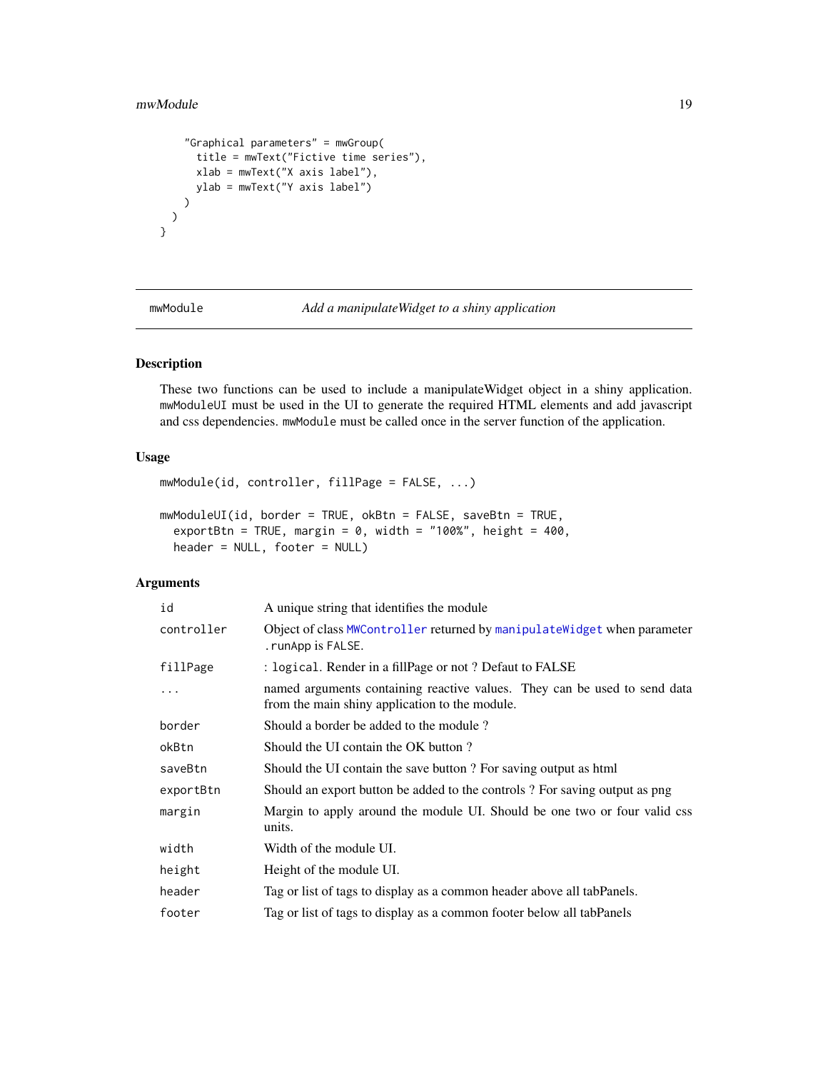```
    "Graphical parameters" = mwGroup(
      title = mwText("Fictive time series"),
      xlab = mwText("X axis label"),
      ylab = mwText("Y axis label")
    )
  )
}
```

## mwModule — *Add a manipulateWidget to a shiny application*

### Description

These two functions can be used to include a manipulateWidget object in a shiny application. `mwModuleUI` must be used in the UI to generate the required HTML elements and add javascript and css dependencies. `mwModule` must be called once in the server function of the application.

### Usage

```
mwModule(id, controller, fillPage = FALSE, ...)

mwModuleUI(id, border = TRUE, okBtn = FALSE, saveBtn = TRUE,
  exportBtn = TRUE, margin = 0, width = "100%", height = 400,
  header = NULL, footer = NULL)
```

### Arguments

| | |
|---|---|
| `id` | A unique string that identifies the module |
| `controller` | Object of class `MWController` returned by `manipulateWidget` when parameter `.runApp` is `FALSE`. |
| `fillPage` | : `logical`. Render in a fillPage or not ? Defaut to FALSE |
| `...` | named arguments containing reactive values. They can be used to send data from the main shiny application to the module. |
| `border` | Should a border be added to the module ? |
| `okBtn` | Should the UI contain the OK button ? |
| `saveBtn` | Should the UI contain the save button ? For saving output as html |
| `exportBtn` | Should an export button be added to the controls ? For saving output as png |
| `margin` | Margin to apply around the module UI. Should be one two or four valid css units. |
| `width` | Width of the module UI. |
| `height` | Height of the module UI. |
| `header` | Tag or list of tags to display as a common header above all tabPanels. |
| `footer` | Tag or list of tags to display as a common footer below all tabPanels |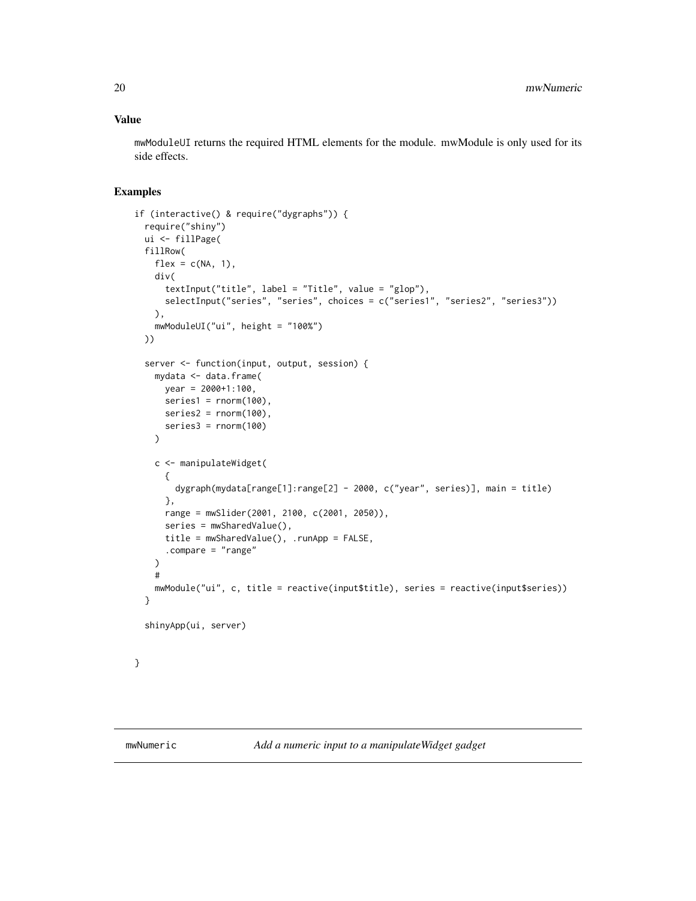## Value

mwModuleUI returns the required HTML elements for the module. mwModule is only used for its side effects.

## Examples

```
if (interactive() & require("dygraphs")) {
  require("shiny")
  ui <- fillPage(
  fillRow(
    flex = c(NA, 1),
    div(
      textInput("title", label = "Title", value = "glop"),
      selectInput("series", "series", choices = c("series1", "series2", "series3"))
    ),
    mwModuleUI("ui", height = "100%")
  ))

  server <- function(input, output, session) {
    mydata <- data.frame(
      year = 2000+1:100,
      series1 = rnorm(100),
      series2 = rnorm(100),
      series3 = rnorm(100)
    )

    c <- manipulateWidget(
      {
        dygraph(mydata[range[1]:range[2] - 2000, c("year", series)], main = title)
      },
      range = mwSlider(2001, 2100, c(2001, 2050)),
      series = mwSharedValue(),
      title = mwSharedValue(), .runApp = FALSE,
      .compare = "range"
    )
    #
    mwModule("ui", c, title = reactive(input$title), series = reactive(input$series))
  }

  shinyApp(ui, server)


}
```

---

mwNumeric    *Add a numeric input to a manipulateWidget gadget*

---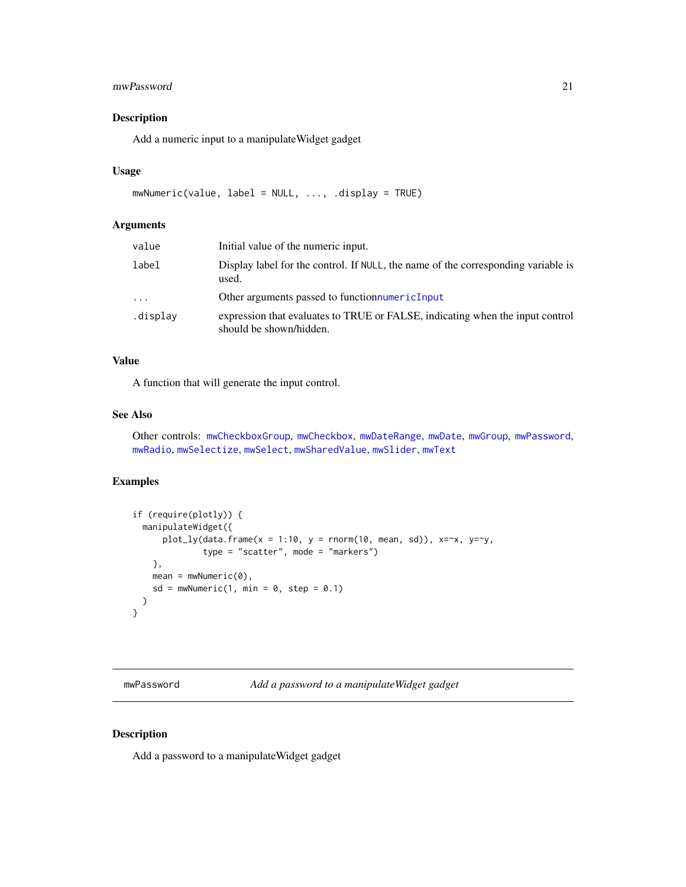## Description

Add a numeric input to a manipulateWidget gadget

## Usage

```
mwNumeric(value, label = NULL, ..., .display = TRUE)
```

## Arguments

| | |
|---|---|
| value | Initial value of the numeric input. |
| label | Display label for the control. If NULL, the name of the corresponding variable is used. |
| ... | Other arguments passed to functionnumericInput |
| .display | expression that evaluates to TRUE or FALSE, indicating when the input control should be shown/hidden. |

## Value

A function that will generate the input control.

## See Also

Other controls: mwCheckboxGroup, mwCheckbox, mwDateRange, mwDate, mwGroup, mwPassword, mwRadio, mwSelectize, mwSelect, mwSharedValue, mwSlider, mwText

## Examples

```
if (require(plotly)) {
  manipulateWidget({
      plot_ly(data.frame(x = 1:10, y = rnorm(10, mean, sd)), x=~x, y=~y,
              type = "scatter", mode = "markers")
    },
    mean = mwNumeric(0),
    sd = mwNumeric(1, min = 0, step = 0.1)
  )
}
```

---

# mwPassword — *Add a password to a manipulateWidget gadget*

## Description

Add a password to a manipulateWidget gadget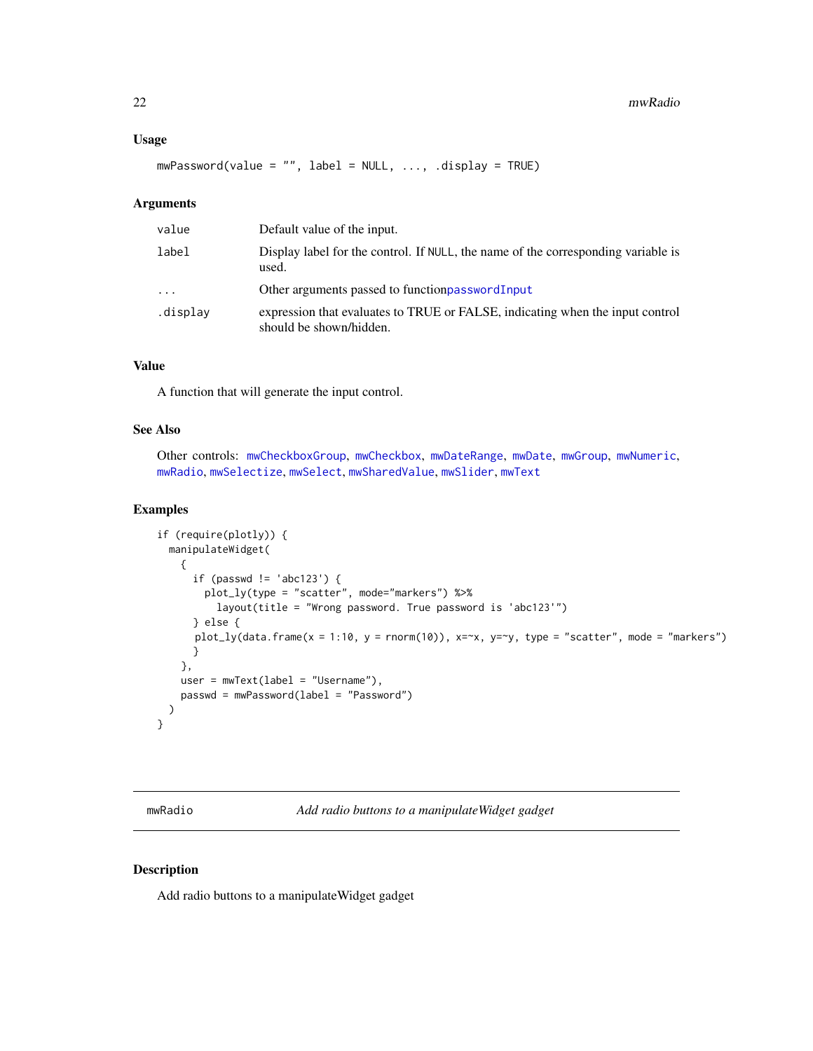### Usage

```
mwPassword(value = "", label = NULL, ..., .display = TRUE)
```

### Arguments

| | |
|---|---|
| value | Default value of the input. |
| label | Display label for the control. If NULL, the name of the corresponding variable is used. |
| ... | Other arguments passed to functionpasswordInput |
| .display | expression that evaluates to TRUE or FALSE, indicating when the input control should be shown/hidden. |

### Value

A function that will generate the input control.

### See Also

Other controls: mwCheckboxGroup, mwCheckbox, mwDateRange, mwDate, mwGroup, mwNumeric, mwRadio, mwSelectize, mwSelect, mwSharedValue, mwSlider, mwText

### Examples

```
if (require(plotly)) {
  manipulateWidget(
    {
      if (passwd != 'abc123') {
        plot_ly(type = "scatter", mode="markers") %>%
          layout(title = "Wrong password. True password is 'abc123'")
      } else {
       plot_ly(data.frame(x = 1:10, y = rnorm(10)), x=~x, y=~y, type = "scatter", mode = "markers")
      }
    },
    user = mwText(label = "Username"),
    passwd = mwPassword(label = "Password")
  )
}
```

---

## mwRadio — *Add radio buttons to a manipulateWidget gadget*

### Description

Add radio buttons to a manipulateWidget gadget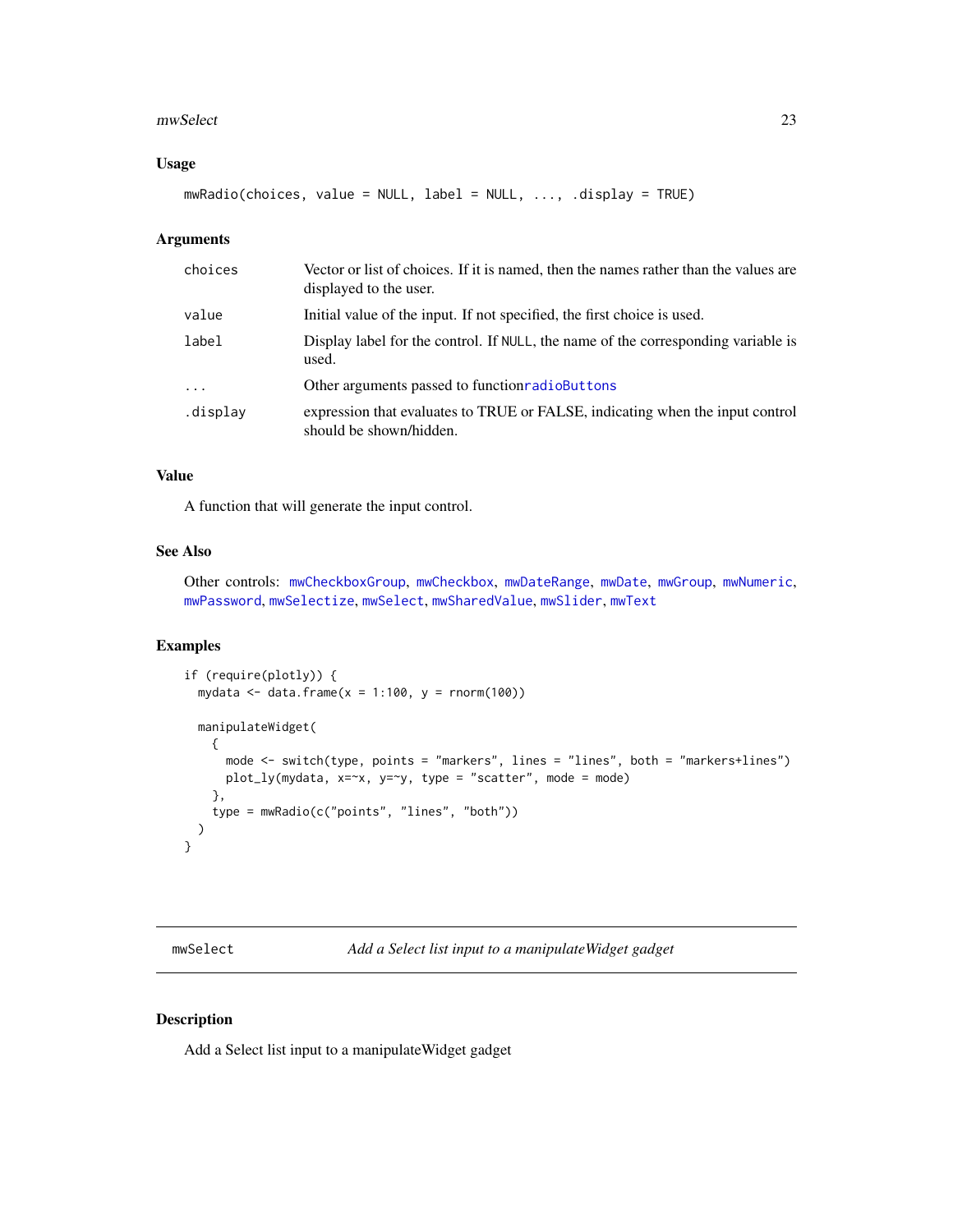### Usage

```
mwRadio(choices, value = NULL, label = NULL, ..., .display = TRUE)
```

### Arguments

| | |
|---|---|
| choices | Vector or list of choices. If it is named, then the names rather than the values are displayed to the user. |
| value | Initial value of the input. If not specified, the first choice is used. |
| label | Display label for the control. If NULL, the name of the corresponding variable is used. |
| ... | Other arguments passed to functionradioButtons |
| .display | expression that evaluates to TRUE or FALSE, indicating when the input control should be shown/hidden. |

### Value

A function that will generate the input control.

### See Also

Other controls: mwCheckboxGroup, mwCheckbox, mwDateRange, mwDate, mwGroup, mwNumeric, mwPassword, mwSelectize, mwSelect, mwSharedValue, mwSlider, mwText

### Examples

```
if (require(plotly)) {
  mydata <- data.frame(x = 1:100, y = rnorm(100))

  manipulateWidget(
    {
      mode <- switch(type, points = "markers", lines = "lines", both = "markers+lines")
      plot_ly(mydata, x=~x, y=~y, type = "scatter", mode = mode)
    },
    type = mwRadio(c("points", "lines", "both"))
  )
}
```

---

## mwSelect *Add a Select list input to a manipulateWidget gadget*

### Description

Add a Select list input to a manipulateWidget gadget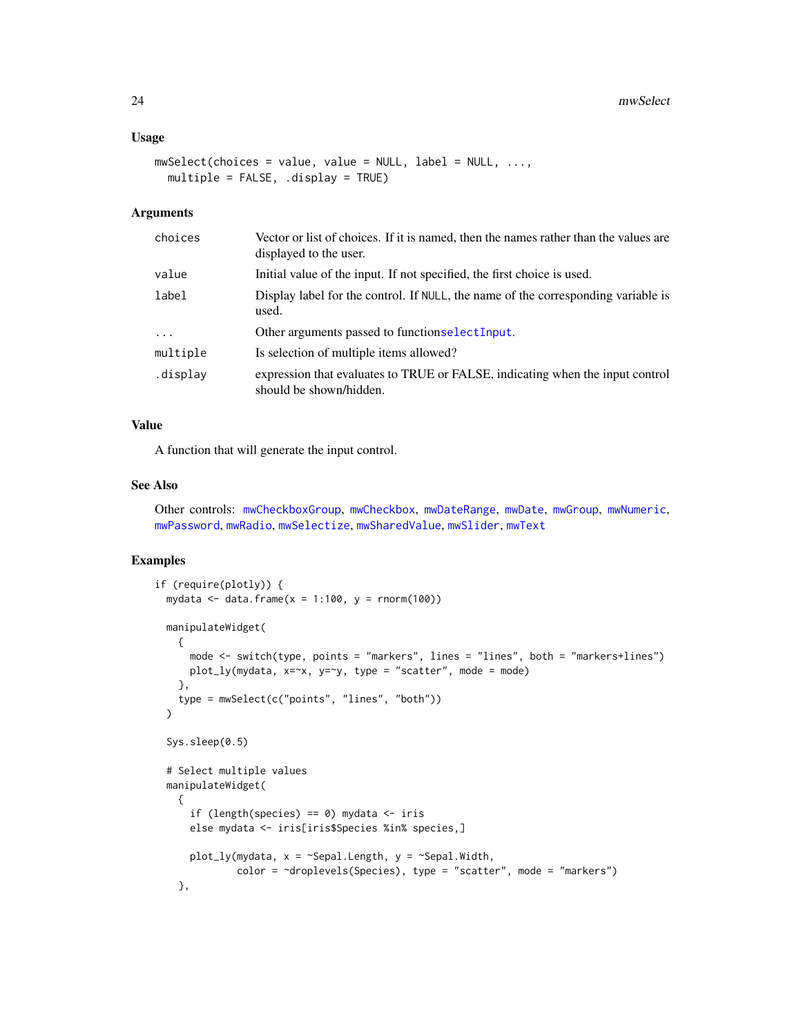### Usage

```
mwSelect(choices = value, value = NULL, label = NULL, ...,
  multiple = FALSE, .display = TRUE)
```

### Arguments

| | |
|---|---|
| choices | Vector or list of choices. If it is named, then the names rather than the values are displayed to the user. |
| value | Initial value of the input. If not specified, the first choice is used. |
| label | Display label for the control. If NULL, the name of the corresponding variable is used. |
| ... | Other arguments passed to functionselectInput. |
| multiple | Is selection of multiple items allowed? |
| .display | expression that evaluates to TRUE or FALSE, indicating when the input control should be shown/hidden. |

### Value

A function that will generate the input control.

### See Also

Other controls: mwCheckboxGroup, mwCheckbox, mwDateRange, mwDate, mwGroup, mwNumeric, mwPassword, mwRadio, mwSelectize, mwSharedValue, mwSlider, mwText

### Examples

```
if (require(plotly)) {
  mydata <- data.frame(x = 1:100, y = rnorm(100))

  manipulateWidget(
    {
      mode <- switch(type, points = "markers", lines = "lines", both = "markers+lines")
      plot_ly(mydata, x=~x, y=~y, type = "scatter", mode = mode)
    },
    type = mwSelect(c("points", "lines", "both"))
  )

  Sys.sleep(0.5)

  # Select multiple values
  manipulateWidget(
    {
      if (length(species) == 0) mydata <- iris
      else mydata <- iris[iris$Species %in% species,]

      plot_ly(mydata, x = ~Sepal.Length, y = ~Sepal.Width,
              color = ~droplevels(Species), type = "scatter", mode = "markers")
    },
```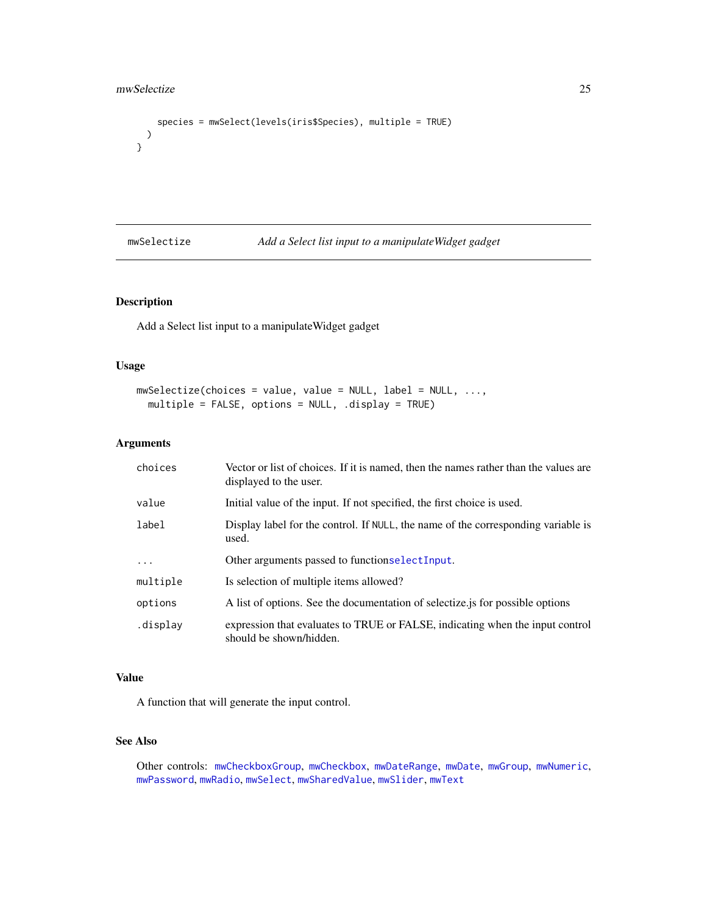```
    species = mwSelect(levels(iris$Species), multiple = TRUE)
  )
}
```

---

## mwSelectize — *Add a Select list input to a manipulateWidget gadget*

### Description

Add a Select list input to a manipulateWidget gadget

### Usage

```
mwSelectize(choices = value, value = NULL, label = NULL, ...,
  multiple = FALSE, options = NULL, .display = TRUE)
```

### Arguments

| | |
|---|---|
| `choices` | Vector or list of choices. If it is named, then the names rather than the values are displayed to the user. |
| `value` | Initial value of the input. If not specified, the first choice is used. |
| `label` | Display label for the control. If `NULL`, the name of the corresponding variable is used. |
| `...` | Other arguments passed to function`selectInput`. |
| `multiple` | Is selection of multiple items allowed? |
| `options` | A list of options. See the documentation of selectize.js for possible options |
| `.display` | expression that evaluates to TRUE or FALSE, indicating when the input control should be shown/hidden. |

### Value

A function that will generate the input control.

### See Also

Other controls: `mwCheckboxGroup`, `mwCheckbox`, `mwDateRange`, `mwDate`, `mwGroup`, `mwNumeric`, `mwPassword`, `mwRadio`, `mwSelect`, `mwSharedValue`, `mwSlider`, `mwText`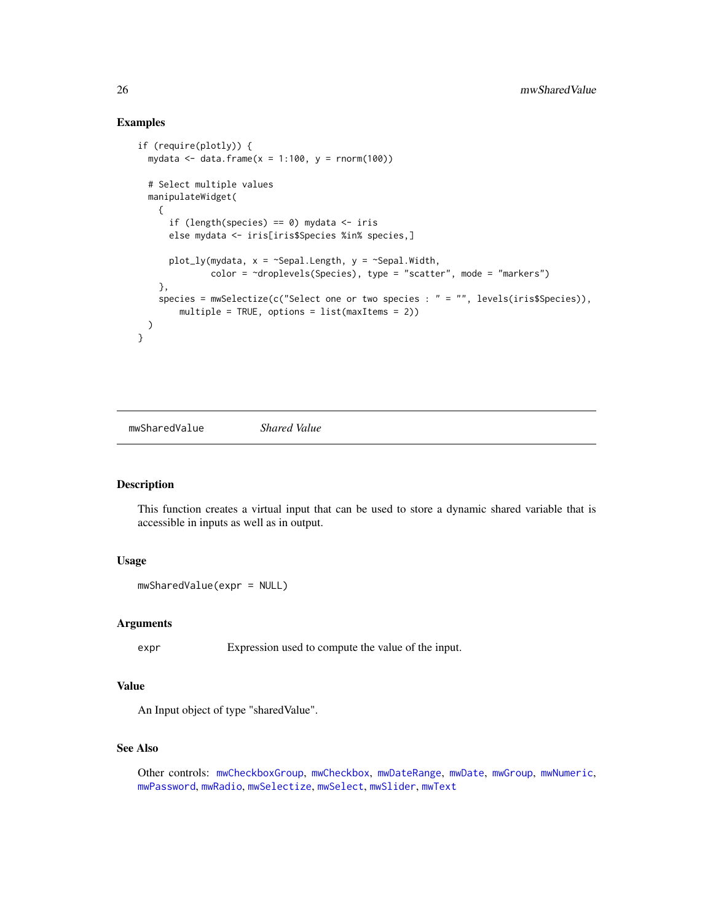## Examples

```
if (require(plotly)) {
  mydata <- data.frame(x = 1:100, y = rnorm(100))

  # Select multiple values
  manipulateWidget(
    {
      if (length(species) == 0) mydata <- iris
      else mydata <- iris[iris$Species %in% species,]

      plot_ly(mydata, x = ~Sepal.Length, y = ~Sepal.Width,
              color = ~droplevels(Species), type = "scatter", mode = "markers")
    },
    species = mwSelectize(c("Select one or two species : " = "", levels(iris$Species)),
        multiple = TRUE, options = list(maxItems = 2))
  )
}
```

---

# mwSharedValue *Shared Value*

## Description

This function creates a virtual input that can be used to store a dynamic shared variable that is accessible in inputs as well as in output.

## Usage

```
mwSharedValue(expr = NULL)
```

## Arguments

| | |
|---|---|
| `expr` | Expression used to compute the value of the input. |

## Value

An Input object of type "sharedValue".

## See Also

Other controls: `mwCheckboxGroup`, `mwCheckbox`, `mwDateRange`, `mwDate`, `mwGroup`, `mwNumeric`, `mwPassword`, `mwRadio`, `mwSelectize`, `mwSelect`, `mwSlider`, `mwText`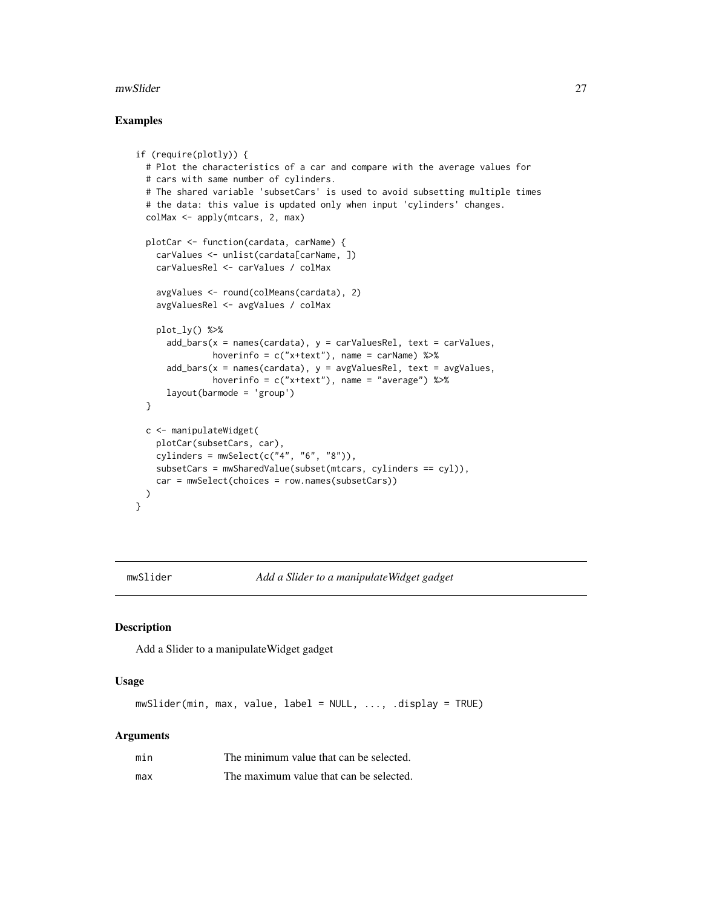## Examples

```
if (require(plotly)) {
  # Plot the characteristics of a car and compare with the average values for
  # cars with same number of cylinders.
  # The shared variable 'subsetCars' is used to avoid subsetting multiple times
  # the data: this value is updated only when input 'cylinders' changes.
  colMax <- apply(mtcars, 2, max)

  plotCar <- function(cardata, carName) {
    carValues <- unlist(cardata[carName, ])
    carValuesRel <- carValues / colMax

    avgValues <- round(colMeans(cardata), 2)
    avgValuesRel <- avgValues / colMax

    plot_ly() %>%
      add_bars(x = names(cardata), y = carValuesRel, text = carValues,
               hoverinfo = c("x+text"), name = carName) %>%
      add_bars(x = names(cardata), y = avgValuesRel, text = avgValues,
               hoverinfo = c("x+text"), name = "average") %>%
      layout(barmode = 'group')
  }

  c <- manipulateWidget(
    plotCar(subsetCars, car),
    cylinders = mwSelect(c("4", "6", "8")),
    subsetCars = mwSharedValue(subset(mtcars, cylinders == cyl)),
    car = mwSelect(choices = row.names(subsetCars))
  )
}
```

---

# mwSlider — *Add a Slider to a manipulateWidget gadget*

## Description

Add a Slider to a manipulateWidget gadget

## Usage

```
mwSlider(min, max, value, label = NULL, ..., .display = TRUE)
```

## Arguments

| | |
|---|---|
| min | The minimum value that can be selected. |
| max | The maximum value that can be selected. |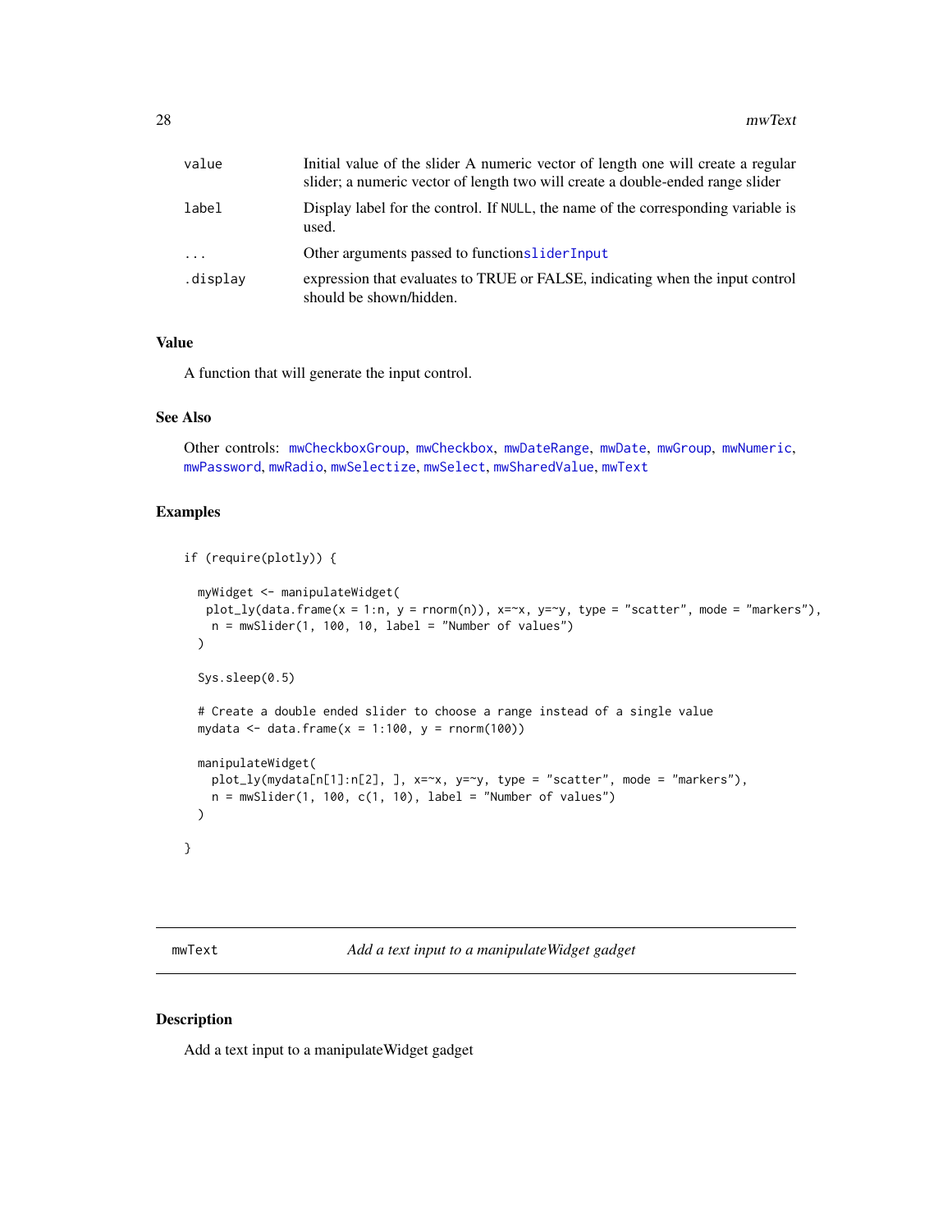| | |
|---|---|
| value | Initial value of the slider A numeric vector of length one will create a regular slider; a numeric vector of length two will create a double-ended range slider |
| label | Display label for the control. If NULL, the name of the corresponding variable is used. |
| ... | Other arguments passed to functionsliderInput |
| .display | expression that evaluates to TRUE or FALSE, indicating when the input control should be shown/hidden. |

### Value

A function that will generate the input control.

### See Also

Other controls: mwCheckboxGroup, mwCheckbox, mwDateRange, mwDate, mwGroup, mwNumeric, mwPassword, mwRadio, mwSelectize, mwSelect, mwSharedValue, mwText

### Examples

```
if (require(plotly)) {

  myWidget <- manipulateWidget(
   plot_ly(data.frame(x = 1:n, y = rnorm(n)), x=~x, y=~y, type = "scatter", mode = "markers"),
    n = mwSlider(1, 100, 10, label = "Number of values")
  )

  Sys.sleep(0.5)

  # Create a double ended slider to choose a range instead of a single value
  mydata <- data.frame(x = 1:100, y = rnorm(100))

  manipulateWidget(
    plot_ly(mydata[n[1]:n[2], ], x=~x, y=~y, type = "scatter", mode = "markers"),
    n = mwSlider(1, 100, c(1, 10), label = "Number of values")
  )

}
```

---

## mwText *Add a text input to a manipulateWidget gadget*

### Description

Add a text input to a manipulateWidget gadget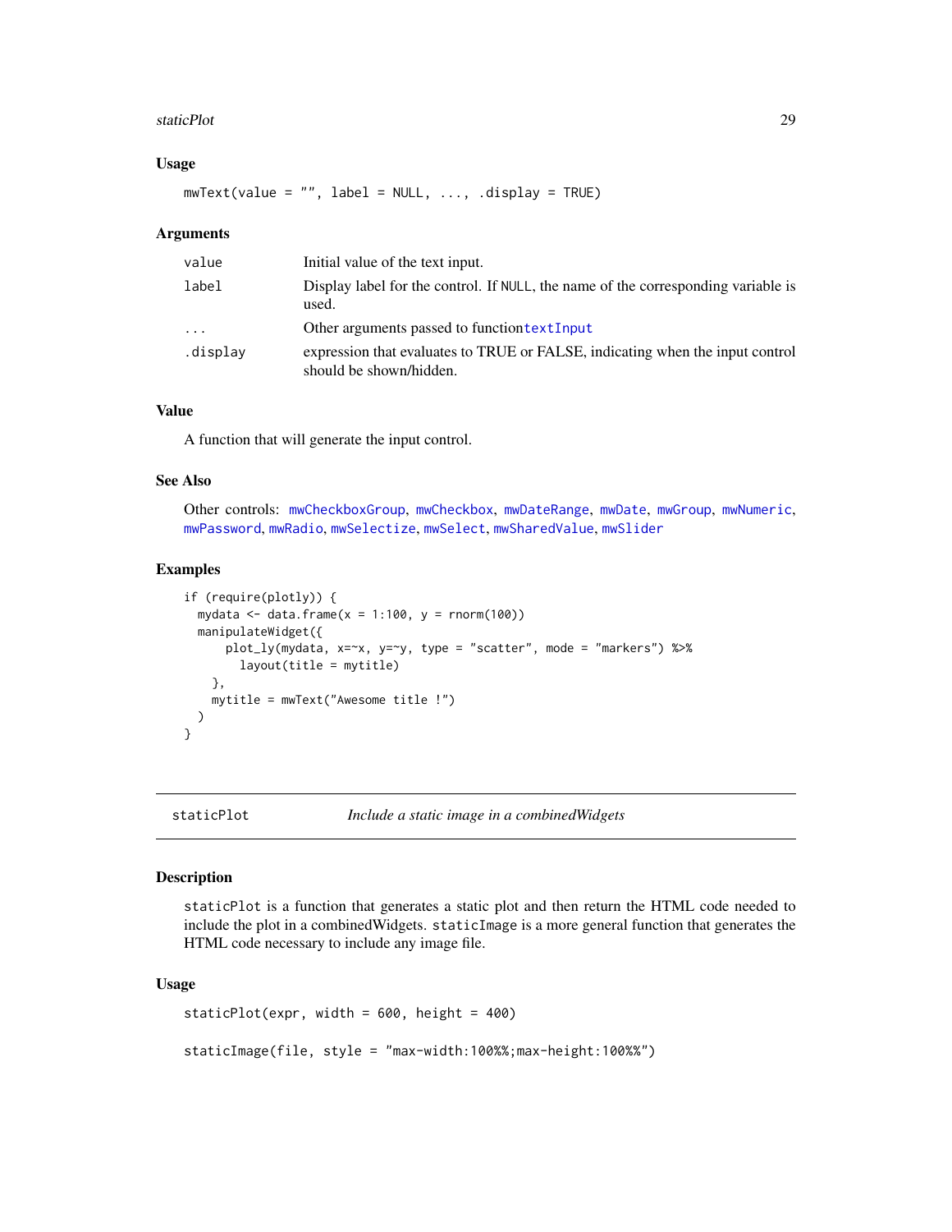### Usage

```
mwText(value = "", label = NULL, ..., .display = TRUE)
```

### Arguments

| | |
|---|---|
| value | Initial value of the text input. |
| label | Display label for the control. If NULL, the name of the corresponding variable is used. |
| ... | Other arguments passed to function textInput |
| .display | expression that evaluates to TRUE or FALSE, indicating when the input control should be shown/hidden. |

### Value

A function that will generate the input control.

### See Also

Other controls: mwCheckboxGroup, mwCheckbox, mwDateRange, mwDate, mwGroup, mwNumeric, mwPassword, mwRadio, mwSelectize, mwSelect, mwSharedValue, mwSlider

### Examples

```
if (require(plotly)) {
  mydata <- data.frame(x = 1:100, y = rnorm(100))
  manipulateWidget({
      plot_ly(mydata, x=~x, y=~y, type = "scatter", mode = "markers") %>%
        layout(title = mytitle)
    },
    mytitle = mwText("Awesome title !")
  )
}
```

---

## staticPlot — *Include a static image in a combinedWidgets*

### Description

staticPlot is a function that generates a static plot and then return the HTML code needed to include the plot in a combinedWidgets. staticImage is a more general function that generates the HTML code necessary to include any image file.

### Usage

```
staticPlot(expr, width = 600, height = 400)

staticImage(file, style = "max-width:100%%;max-height:100%%")
```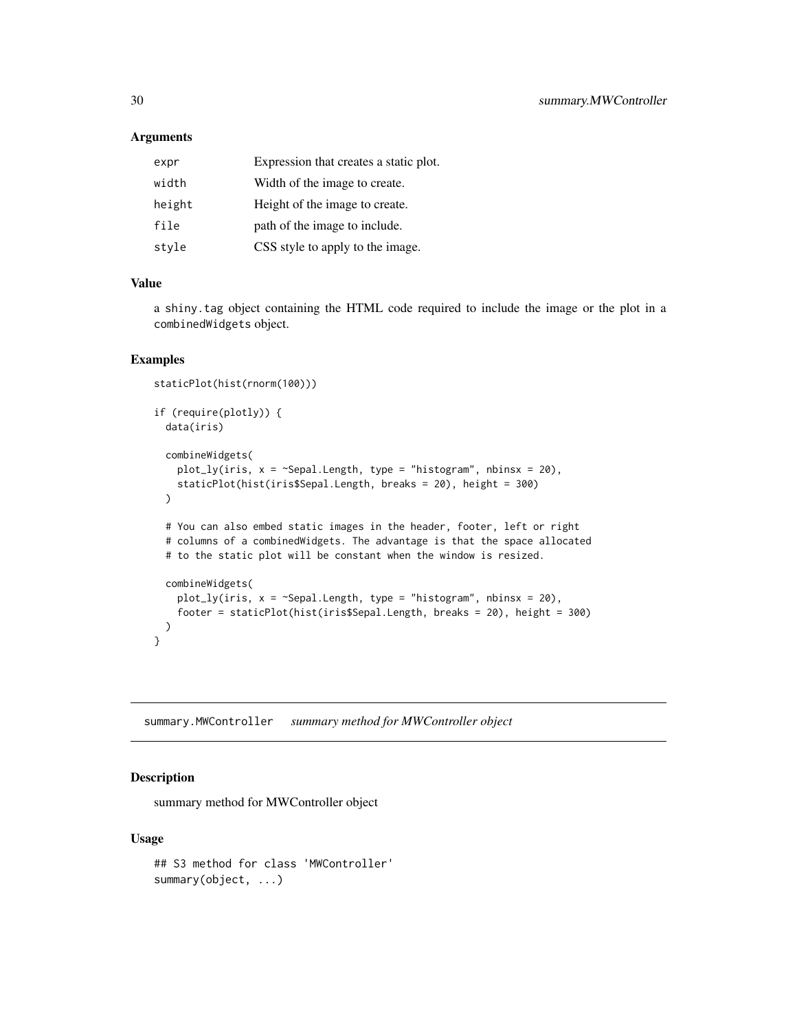### Arguments

| | |
|---|---|
| expr | Expression that creates a static plot. |
| width | Width of the image to create. |
| height | Height of the image to create. |
| file | path of the image to include. |
| style | CSS style to apply to the image. |

### Value

a shiny.tag object containing the HTML code required to include the image or the plot in a combinedWidgets object.

### Examples

```
staticPlot(hist(rnorm(100)))

if (require(plotly)) {
  data(iris)

  combineWidgets(
    plot_ly(iris, x = ~Sepal.Length, type = "histogram", nbinsx = 20),
    staticPlot(hist(iris$Sepal.Length, breaks = 20), height = 300)
  )

  # You can also embed static images in the header, footer, left or right
  # columns of a combinedWidgets. The advantage is that the space allocated
  # to the static plot will be constant when the window is resized.

  combineWidgets(
    plot_ly(iris, x = ~Sepal.Length, type = "histogram", nbinsx = 20),
    footer = staticPlot(hist(iris$Sepal.Length, breaks = 20), height = 300)
  )
}
```

---

## summary.MWController *summary method for MWController object*

---

### Description

summary method for MWController object

### Usage

```
## S3 method for class 'MWController'
summary(object, ...)
```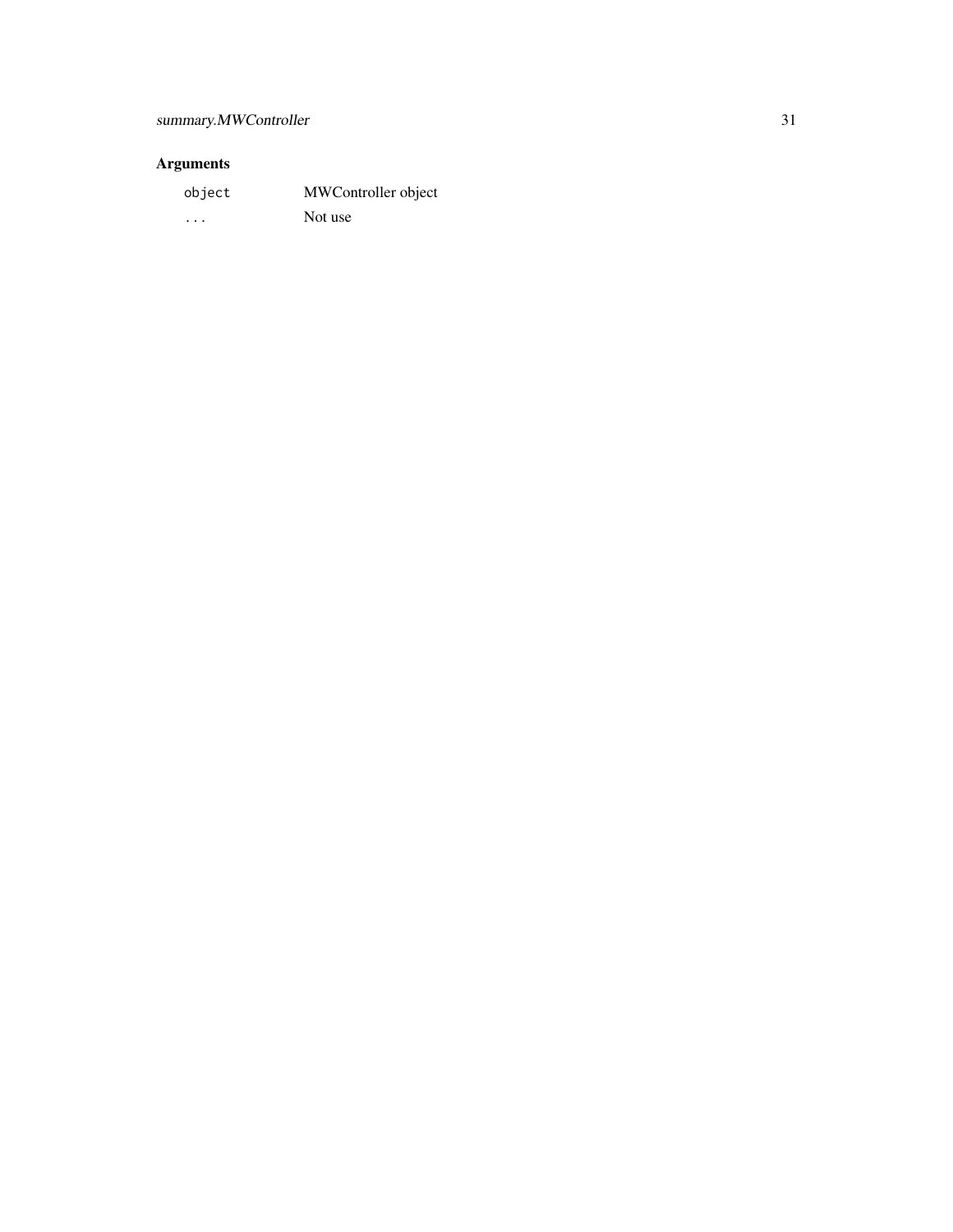### Arguments

| | |
|---|---|
| `object` | MWController object |
| `...` | Not use |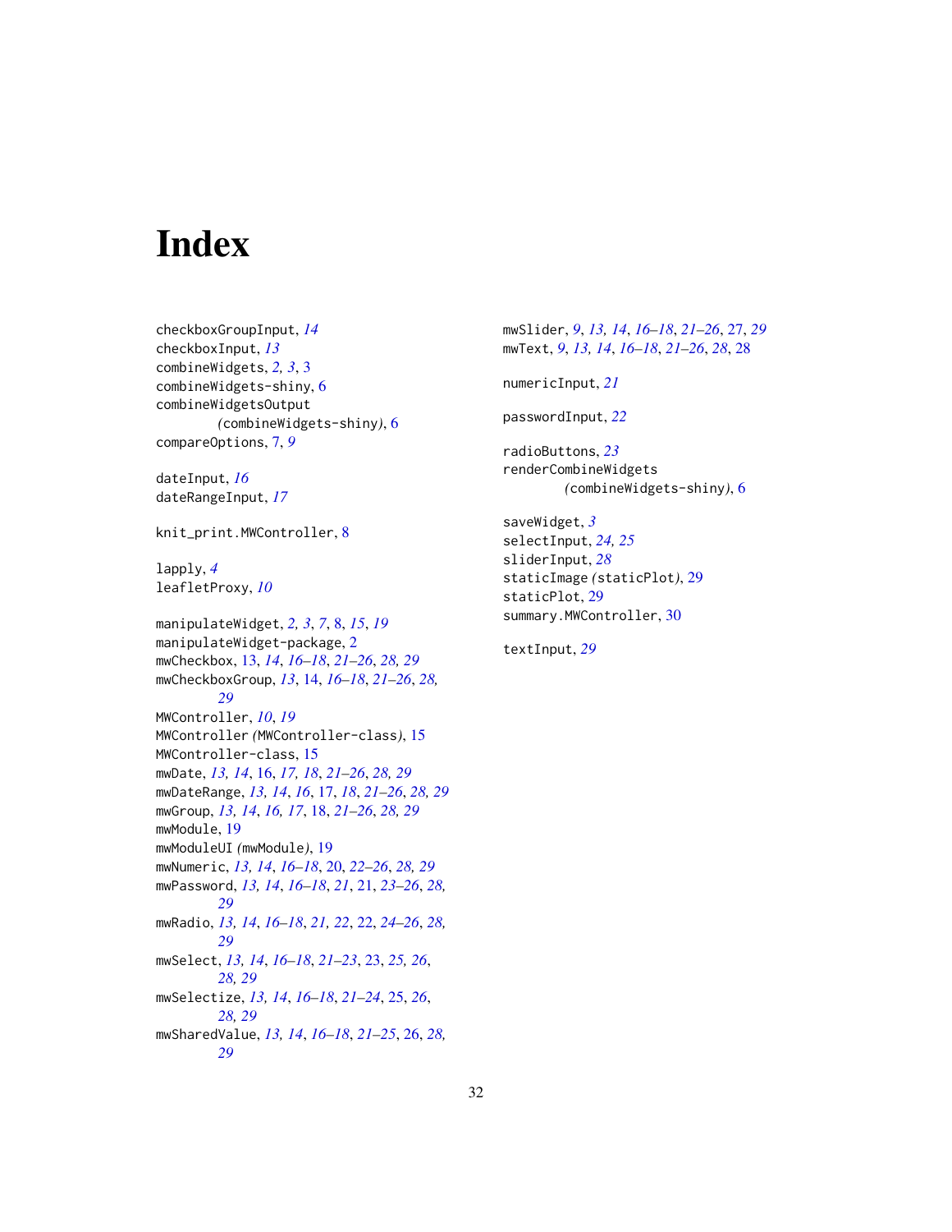# Index

checkboxGroupInput, *14*
checkboxInput, *13*
combineWidgets, *2, 3*, 3
combineWidgets-shiny, 6
combineWidgetsOutput (combineWidgets-shiny), 6
compareOptions, 7, *9*

dateInput, *16*
dateRangeInput, *17*

knit_print.MWController, 8

lapply, *4*
leafletProxy, *10*

manipulateWidget, *2, 3*, *7*, 8, *15*, *19*
manipulateWidget-package, 2
mwCheckbox, 13, *14*, *16–18*, *21–26*, *28, 29*
mwCheckboxGroup, *13*, 14, *16–18*, *21–26*, *28, 29*
MWController, *10*, *19*
MWController (MWController-class), 15
MWController-class, 15
mwDate, *13, 14*, 16, *17, 18*, *21–26*, *28, 29*
mwDateRange, *13, 14*, *16*, 17, *18*, *21–26*, *28, 29*
mwGroup, *13, 14*, *16, 17*, 18, *21–26*, *28, 29*
mwModule, 19
mwModuleUI (mwModule), 19
mwNumeric, *13, 14*, *16–18*, 20, *22–26*, *28, 29*
mwPassword, *13, 14*, *16–18*, *21*, 21, *23–26*, *28, 29*
mwRadio, *13, 14*, *16–18*, *21, 22*, 22, *24–26*, *28, 29*
mwSelect, *13, 14*, *16–18*, *21–23*, 23, *25, 26*, *28, 29*
mwSelectize, *13, 14*, *16–18*, *21–24*, 25, *26*, *28, 29*
mwSharedValue, *13, 14*, *16–18*, *21–25*, 26, *28, 29*
mwSlider, *9*, *13, 14*, *16–18*, *21–26*, 27, *29*
mwText, *9*, *13, 14*, *16–18*, *21–26*, *28*, 28

numericInput, *21*

passwordInput, *22*

radioButtons, *23*
renderCombineWidgets (combineWidgets-shiny), 6

saveWidget, *3*
selectInput, *24, 25*
sliderInput, *28*
staticImage (staticPlot), 29
staticPlot, 29
summary.MWController, 30

textInput, *29*